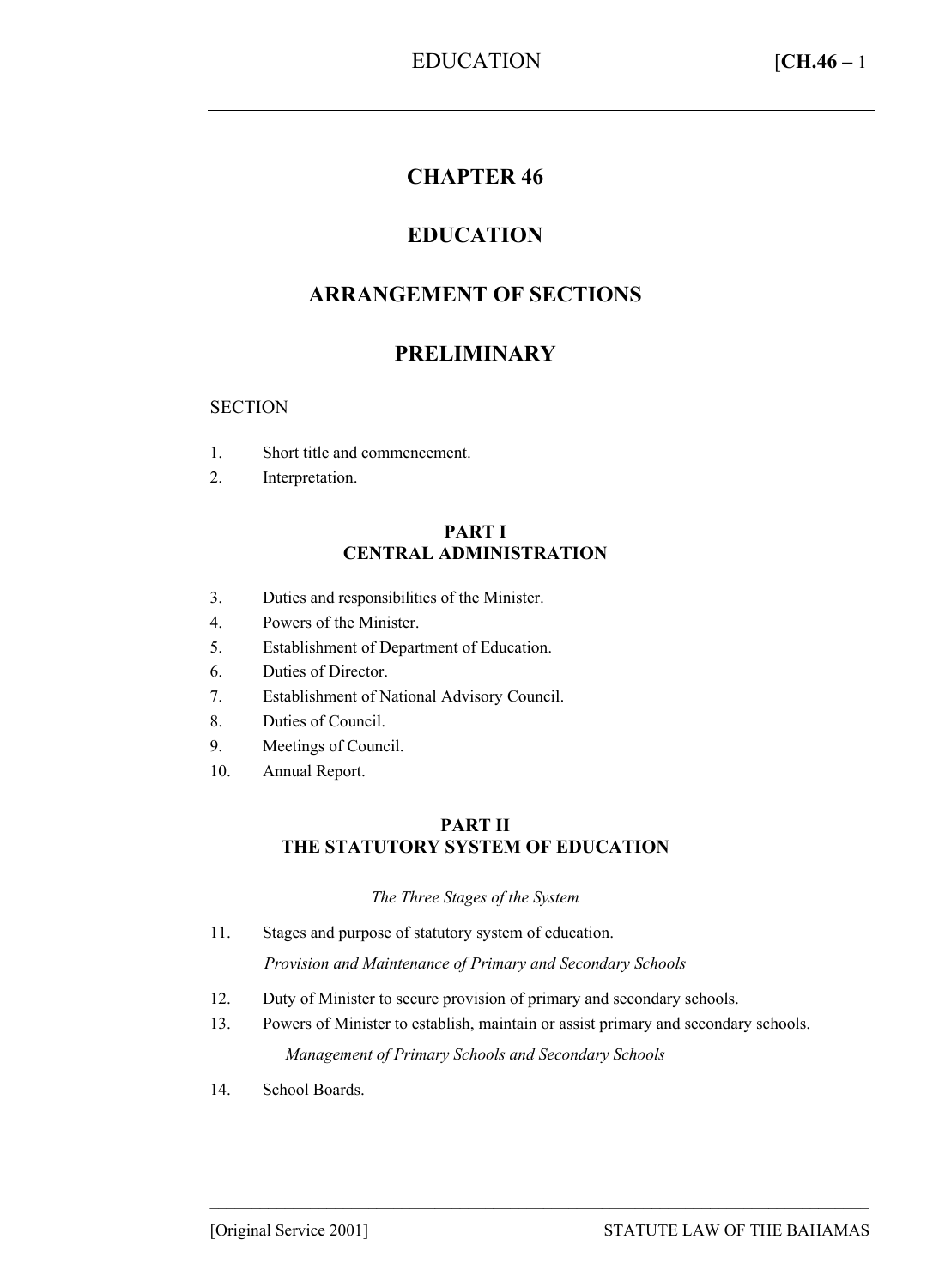# CHAPTER 46

# EDUCATION

## ARRANGEMENT OF SECTIONS

## PRELIMINARY

SECTION

1. Short title and commencement.
2. Interpretation.

### PART I
### CENTRAL ADMINISTRATION

3. Duties and responsibilities of the Minister.
4. Powers of the Minister.
5. Establishment of Department of Education.
6. Duties of Director.
7. Establishment of National Advisory Council.
8. Duties of Council.
9. Meetings of Council.
10. Annual Report.

### PART II
### THE STATUTORY SYSTEM OF EDUCATION

*The Three Stages of the System*

11. Stages and purpose of statutory system of education.

*Provision and Maintenance of Primary and Secondary Schools*

12. Duty of Minister to secure provision of primary and secondary schools.
13. Powers of Minister to establish, maintain or assist primary and secondary schools.

*Management of Primary Schools and Secondary Schools*

14. School Boards.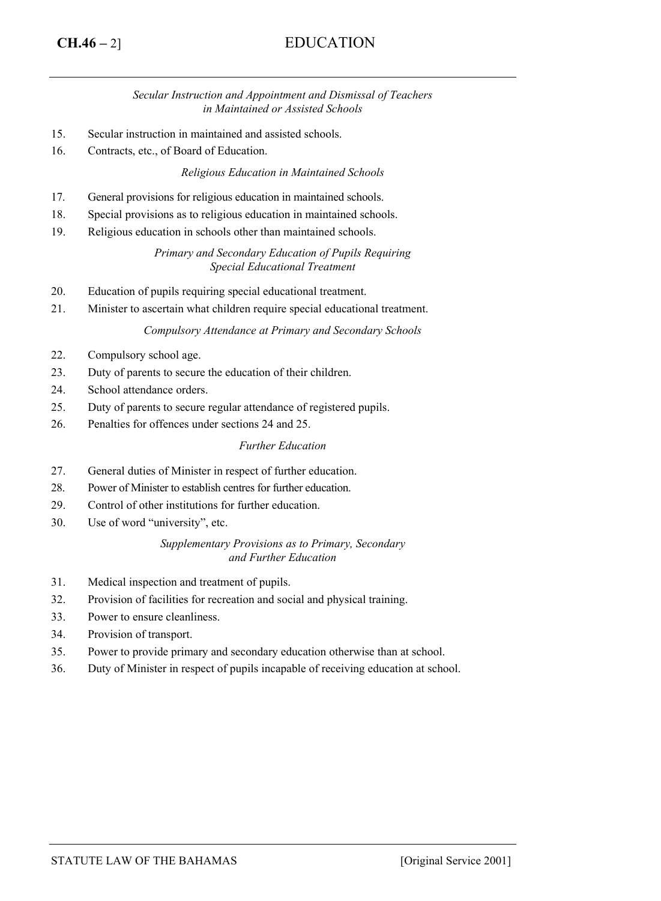*Secular Instruction and Appointment and Dismissal of Teachers in Maintained or Assisted Schools*

15. Secular instruction in maintained and assisted schools.
16. Contracts, etc., of Board of Education.

*Religious Education in Maintained Schools*

17. General provisions for religious education in maintained schools.
18. Special provisions as to religious education in maintained schools.
19. Religious education in schools other than maintained schools.

*Primary and Secondary Education of Pupils Requiring Special Educational Treatment*

20. Education of pupils requiring special educational treatment.
21. Minister to ascertain what children require special educational treatment.

*Compulsory Attendance at Primary and Secondary Schools*

22. Compulsory school age.
23. Duty of parents to secure the education of their children.
24. School attendance orders.
25. Duty of parents to secure regular attendance of registered pupils.
26. Penalties for offences under sections 24 and 25.

*Further Education*

27. General duties of Minister in respect of further education.
28. Power of Minister to establish centres for further education.
29. Control of other institutions for further education.
30. Use of word "university", etc.

*Supplementary Provisions as to Primary, Secondary and Further Education*

31. Medical inspection and treatment of pupils.
32. Provision of facilities for recreation and social and physical training.
33. Power to ensure cleanliness.
34. Provision of transport.
35. Power to provide primary and secondary education otherwise than at school.
36. Duty of Minister in respect of pupils incapable of receiving education at school.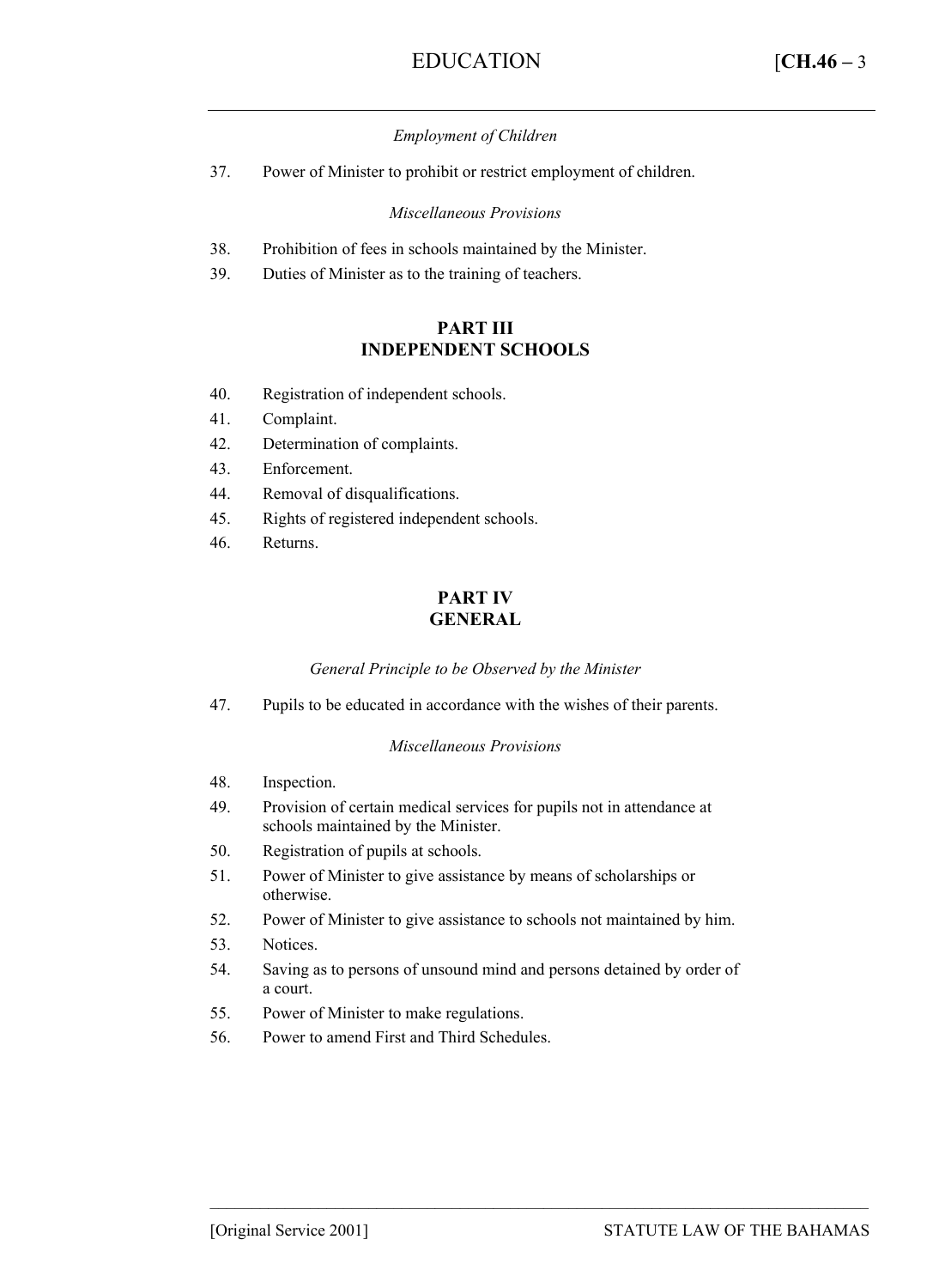*Employment of Children*

37. Power of Minister to prohibit or restrict employment of children.

*Miscellaneous Provisions*

38. Prohibition of fees in schools maintained by the Minister.
39. Duties of Minister as to the training of teachers.

## PART III
## INDEPENDENT SCHOOLS

40. Registration of independent schools.
41. Complaint.
42. Determination of complaints.
43. Enforcement.
44. Removal of disqualifications.
45. Rights of registered independent schools.
46. Returns.

## PART IV
## GENERAL

*General Principle to be Observed by the Minister*

47. Pupils to be educated in accordance with the wishes of their parents.

*Miscellaneous Provisions*

48. Inspection.
49. Provision of certain medical services for pupils not in attendance at schools maintained by the Minister.
50. Registration of pupils at schools.
51. Power of Minister to give assistance by means of scholarships or otherwise.
52. Power of Minister to give assistance to schools not maintained by him.
53. Notices.
54. Saving as to persons of unsound mind and persons detained by order of a court.
55. Power of Minister to make regulations.
56. Power to amend First and Third Schedules.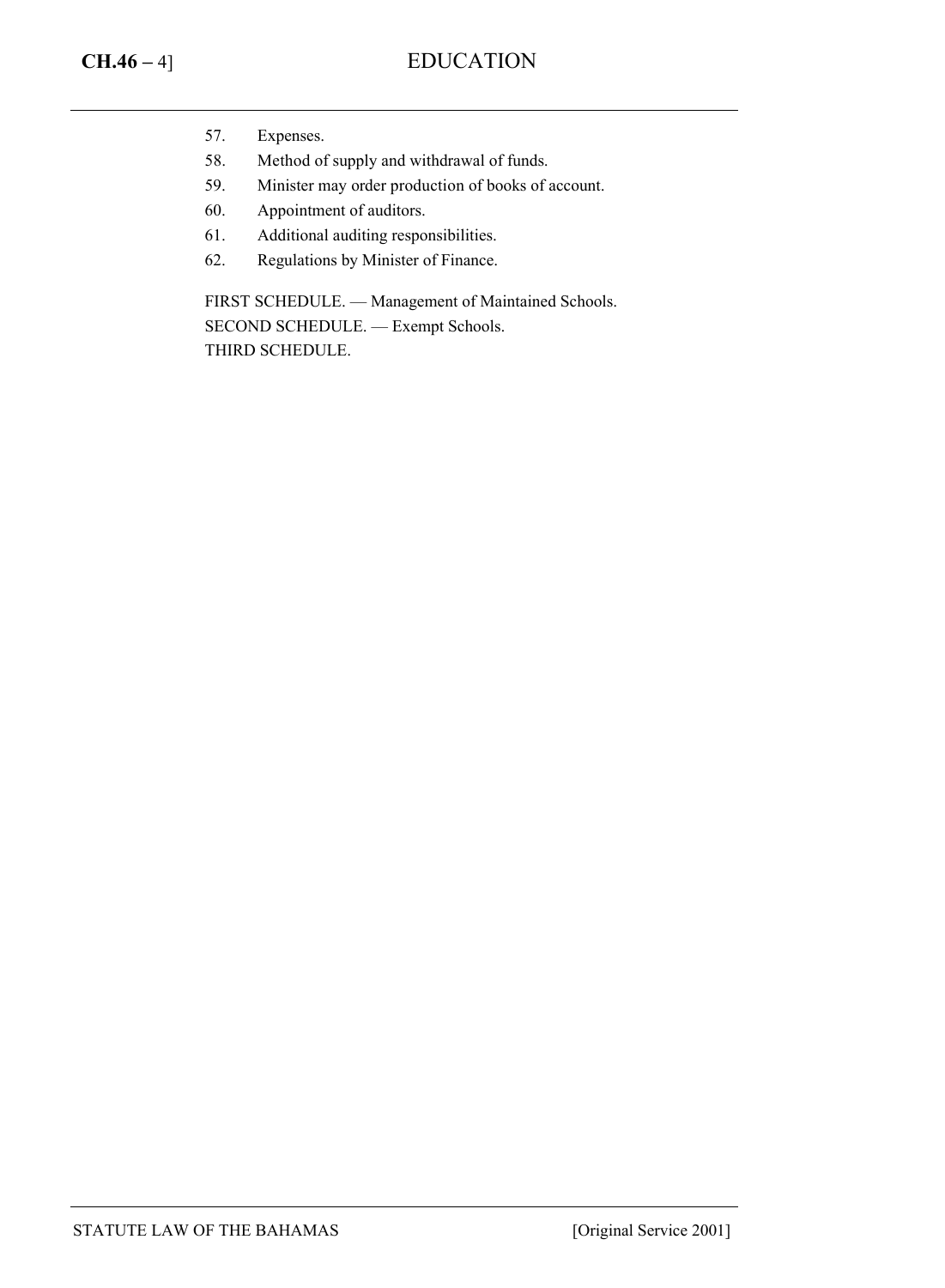57. Expenses.
58. Method of supply and withdrawal of funds.
59. Minister may order production of books of account.
60. Appointment of auditors.
61. Additional auditing responsibilities.
62. Regulations by Minister of Finance.

FIRST SCHEDULE. — Management of Maintained Schools.
SECOND SCHEDULE. — Exempt Schools.
THIRD SCHEDULE.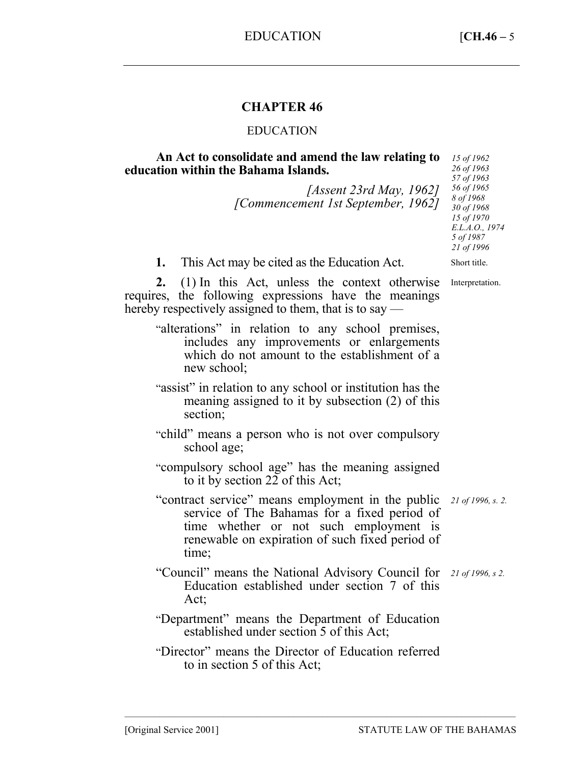# CHAPTER 46

## EDUCATION

**An Act to consolidate and amend the law relating to education within the Bahama Islands.**

*[Assent 23rd May, 1962]*
*[Commencement 1st September, 1962]*

*15 of 1962*
*26 of 1963*
*57 of 1963*
*56 of 1965*
*8 of 1968*
*30 of 1968*
*15 of 1970*
*E.L.A.O., 1974*
*5 of 1987*
*21 of 1996*

Short title.

**1.** This Act may be cited as the Education Act.

Interpretation.

**2.** (1) In this Act, unless the context otherwise requires, the following expressions have the meanings hereby respectively assigned to them, that is to say —

"alterations" in relation to any school premises, includes any improvements or enlargements which do not amount to the establishment of a new school;

"assist" in relation to any school or institution has the meaning assigned to it by subsection (2) of this section;

"child" means a person who is not over compulsory school age;

"compulsory school age" has the meaning assigned to it by section 22 of this Act;

"contract service" means employment in the public service of The Bahamas for a fixed period of time whether or not such employment is renewable on expiration of such fixed period of time; *21 of 1996, s. 2.*

"Council" means the National Advisory Council for Education established under section 7 of this Act; *21 of 1996, s 2.*

"Department" means the Department of Education established under section 5 of this Act;

"Director" means the Director of Education referred to in section 5 of this Act;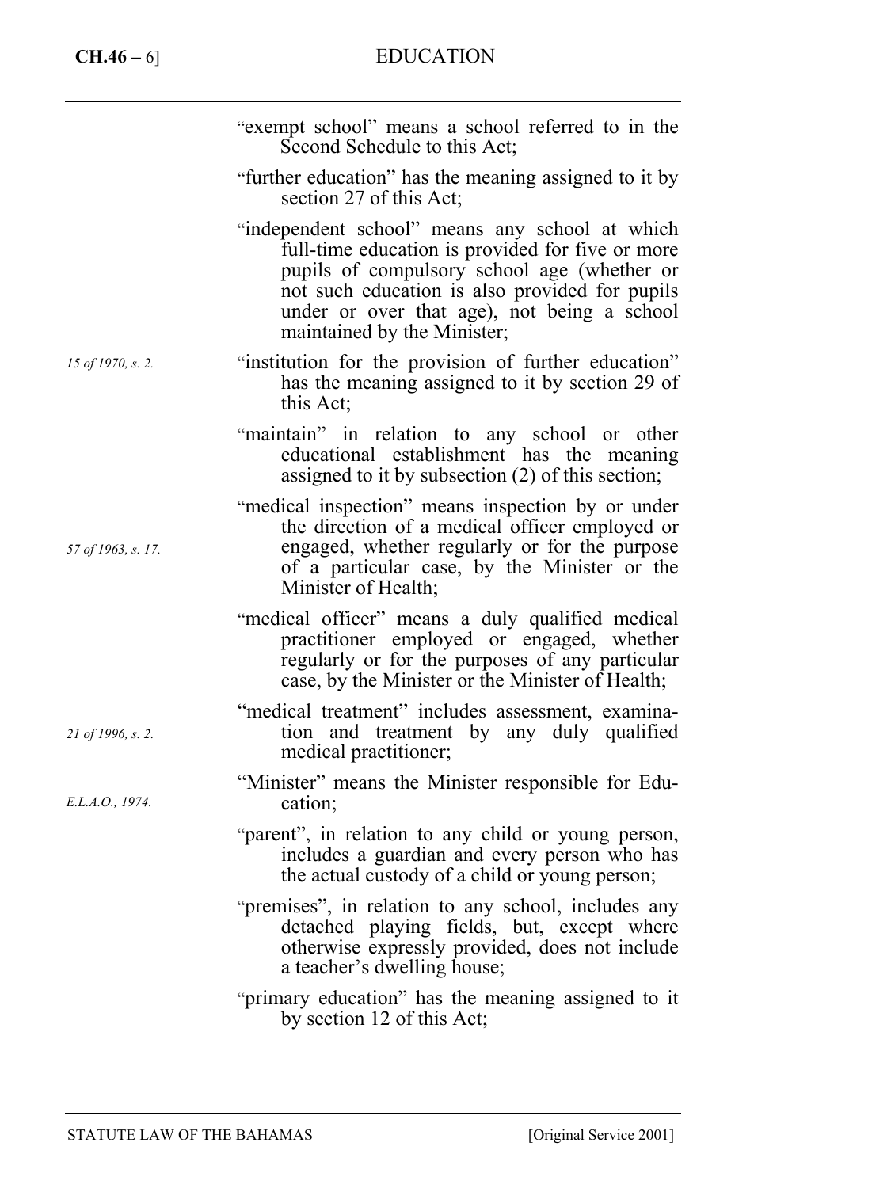"exempt school" means a school referred to in the Second Schedule to this Act;

"further education" has the meaning assigned to it by section 27 of this Act;

"independent school" means any school at which full-time education is provided for five or more pupils of compulsory school age (whether or not such education is also provided for pupils under or over that age), not being a school maintained by the Minister;

*15 of 1970, s. 2.*

"institution for the provision of further education" has the meaning assigned to it by section 29 of this Act;

"maintain" in relation to any school or other educational establishment has the meaning assigned to it by subsection (2) of this section;

*57 of 1963, s. 17.*

"medical inspection" means inspection by or under the direction of a medical officer employed or engaged, whether regularly or for the purpose of a particular case, by the Minister or the Minister of Health;

"medical officer" means a duly qualified medical practitioner employed or engaged, whether regularly or for the purposes of any particular case, by the Minister or the Minister of Health;

*21 of 1996, s. 2.*

"medical treatment" includes assessment, examination and treatment by any duly qualified medical practitioner;

*E.L.A.O., 1974.*

"Minister" means the Minister responsible for Education;

"parent", in relation to any child or young person, includes a guardian and every person who has the actual custody of a child or young person;

"premises", in relation to any school, includes any detached playing fields, but, except where otherwise expressly provided, does not include a teacher's dwelling house;

"primary education" has the meaning assigned to it by section 12 of this Act;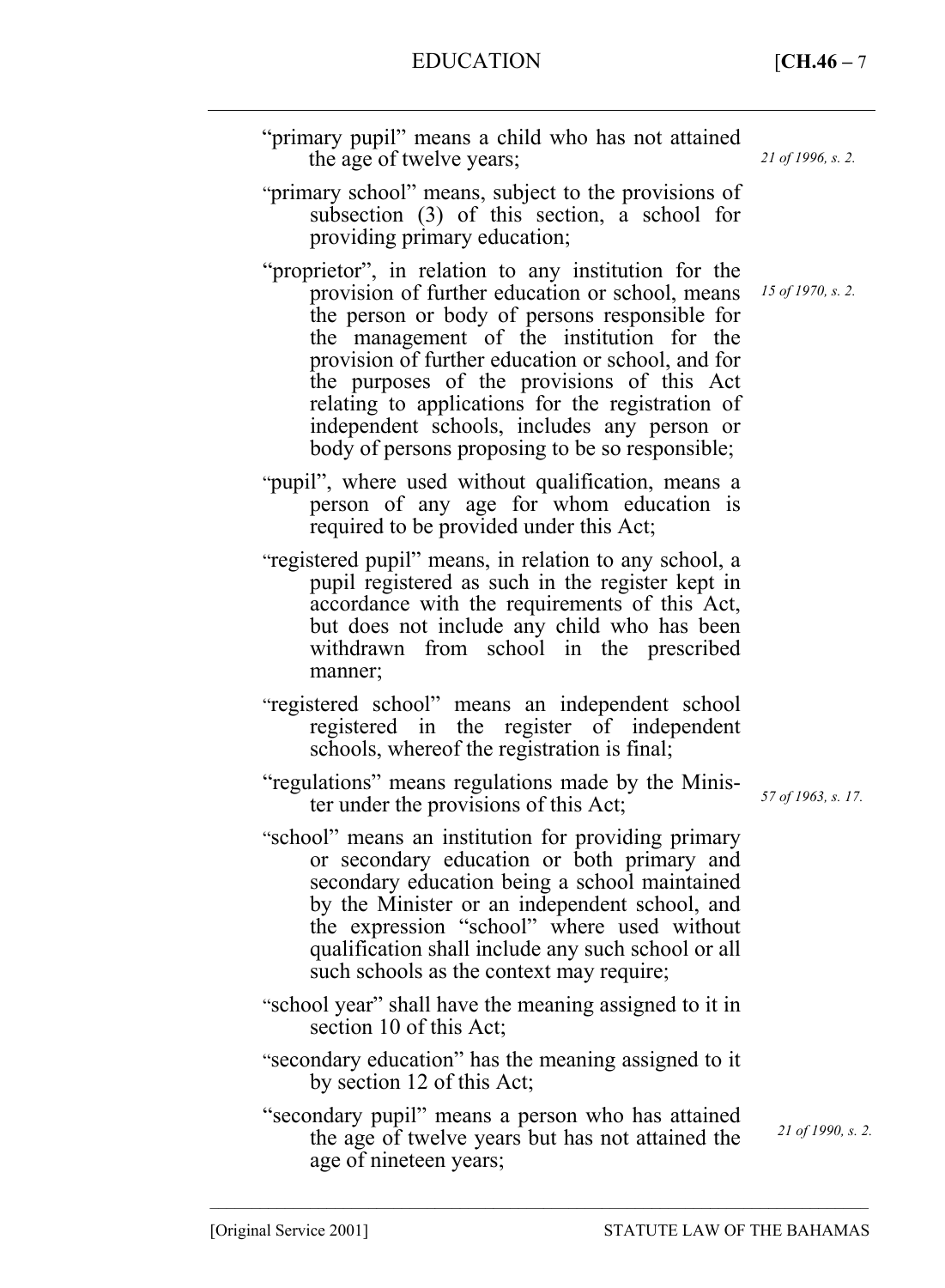"primary pupil" means a child who has not attained the age of twelve years; *21 of 1996, s. 2.*

"primary school" means, subject to the provisions of subsection (3) of this section, a school for providing primary education;

"proprietor", in relation to any institution for the provision of further education or school, means the person or body of persons responsible for the management of the institution for the provision of further education or school, and for the purposes of the provisions of this Act relating to applications for the registration of independent schools, includes any person or body of persons proposing to be so responsible; *15 of 1970, s. 2.*

"pupil", where used without qualification, means a person of any age for whom education is required to be provided under this Act;

"registered pupil" means, in relation to any school, a pupil registered as such in the register kept in accordance with the requirements of this Act, but does not include any child who has been withdrawn from school in the prescribed manner;

"registered school" means an independent school registered in the register of independent schools, whereof the registration is final;

"regulations" means regulations made by the Minister under the provisions of this Act; *57 of 1963, s. 17.*

"school" means an institution for providing primary or secondary education or both primary and secondary education being a school maintained by the Minister or an independent school, and the expression "school" where used without qualification shall include any such school or all such schools as the context may require;

"school year" shall have the meaning assigned to it in section 10 of this Act;

"secondary education" has the meaning assigned to it by section 12 of this Act;

"secondary pupil" means a person who has attained the age of twelve years but has not attained the age of nineteen years; *21 of 1990, s. 2.*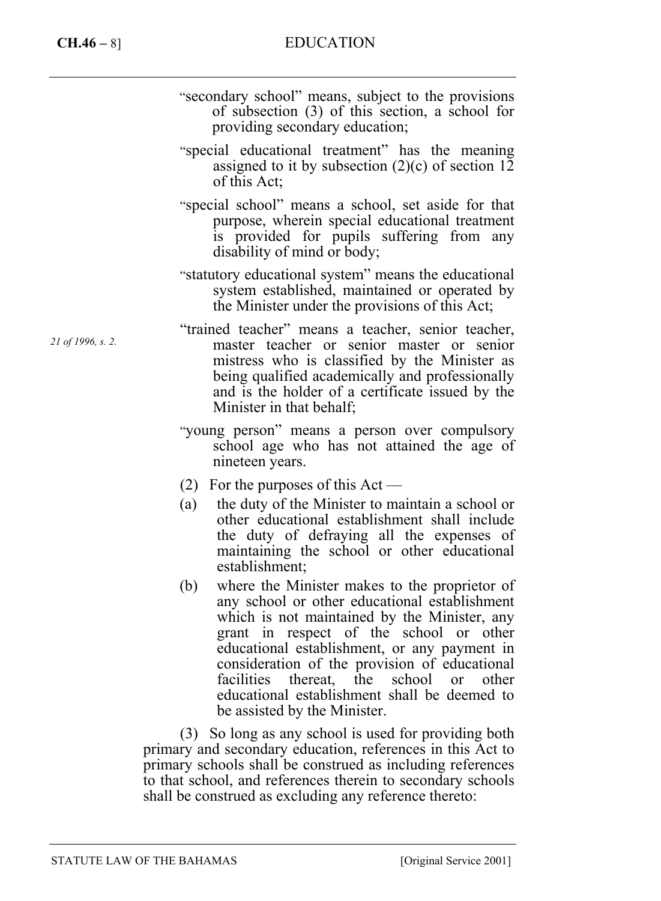"secondary school" means, subject to the provisions of subsection (3) of this section, a school for providing secondary education;

"special educational treatment" has the meaning assigned to it by subsection (2)(c) of section 12 of this Act;

"special school" means a school, set aside for that purpose, wherein special educational treatment is provided for pupils suffering from any disability of mind or body;

"statutory educational system" means the educational system established, maintained or operated by the Minister under the provisions of this Act;

*21 of 1996, s. 2.*

"trained teacher" means a teacher, senior teacher, master teacher or senior master or senior mistress who is classified by the Minister as being qualified academically and professionally and is the holder of a certificate issued by the Minister in that behalf;

"young person" means a person over compulsory school age who has not attained the age of nineteen years.

(2) For the purposes of this Act —

(a) the duty of the Minister to maintain a school or other educational establishment shall include the duty of defraying all the expenses of maintaining the school or other educational establishment;

(b) where the Minister makes to the proprietor of any school or other educational establishment which is not maintained by the Minister, any grant in respect of the school or other educational establishment, or any payment in consideration of the provision of educational facilities thereat, the school or other educational establishment shall be deemed to be assisted by the Minister.

(3) So long as any school is used for providing both primary and secondary education, references in this Act to primary schools shall be construed as including references to that school, and references therein to secondary schools shall be construed as excluding any reference thereto: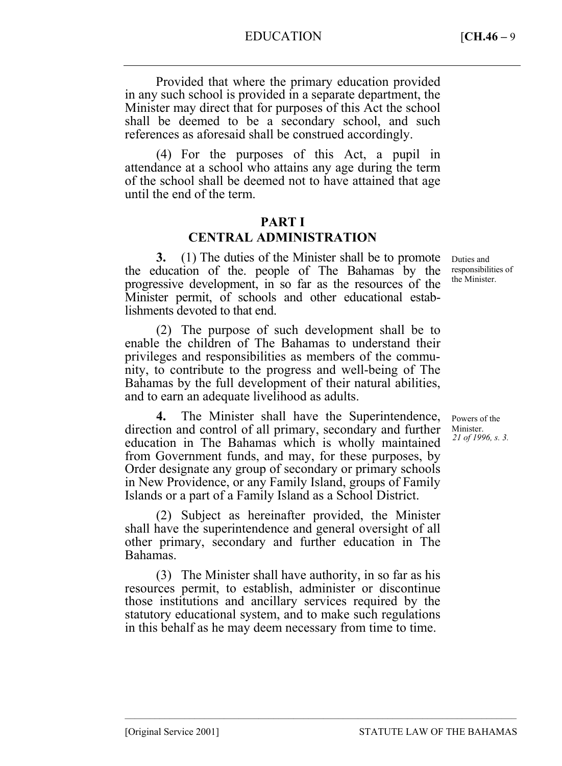Provided that where the primary education provided in any such school is provided in a separate department, the Minister may direct that for purposes of this Act the school shall be deemed to be a secondary school, and such references as aforesaid shall be construed accordingly.

(4) For the purposes of this Act, a pupil in attendance at a school who attains any age during the term of the school shall be deemed not to have attained that age until the end of the term.

## PART I
## CENTRAL ADMINISTRATION

Duties and responsibilities of the Minister.

**3.** (1) The duties of the Minister shall be to promote the education of the. people of The Bahamas by the progressive development, in so far as the resources of the Minister permit, of schools and other educational establishments devoted to that end.

(2) The purpose of such development shall be to enable the children of The Bahamas to understand their privileges and responsibilities as members of the community, to contribute to the progress and well-being of The Bahamas by the full development of their natural abilities, and to earn an adequate livelihood as adults.

Powers of the Minister. *21 of 1996, s. 3.*

**4.** The Minister shall have the Superintendence, direction and control of all primary, secondary and further education in The Bahamas which is wholly maintained from Government funds, and may, for these purposes, by Order designate any group of secondary or primary schools in New Providence, or any Family Island, groups of Family Islands or a part of a Family Island as a School District.

(2) Subject as hereinafter provided, the Minister shall have the superintendence and general oversight of all other primary, secondary and further education in The Bahamas.

(3) The Minister shall have authority, in so far as his resources permit, to establish, administer or discontinue those institutions and ancillary services required by the statutory educational system, and to make such regulations in this behalf as he may deem necessary from time to time.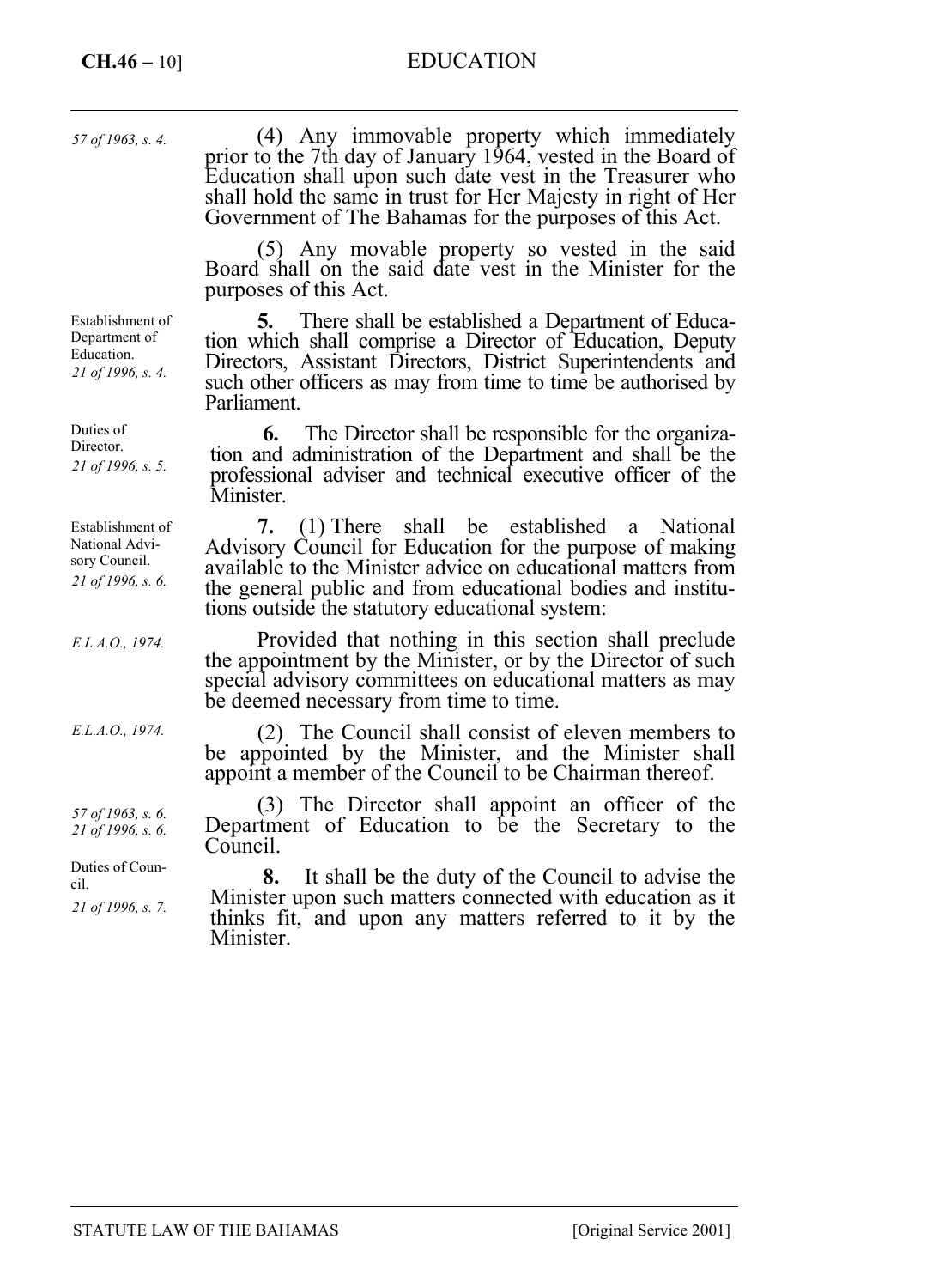*57 of 1963, s. 4.*

(4) Any immovable property which immediately prior to the 7th day of January 1964, vested in the Board of Education shall upon such date vest in the Treasurer who shall hold the same in trust for Her Majesty in right of Her Government of The Bahamas for the purposes of this Act.

(5) Any movable property so vested in the said Board shall on the said date vest in the Minister for the purposes of this Act.

Establishment of Department of Education. *21 of 1996, s. 4.*

**5.** There shall be established a Department of Education which shall comprise a Director of Education, Deputy Directors, Assistant Directors, District Superintendents and such other officers as may from time to time be authorised by Parliament.

Duties of Director. *21 of 1996, s. 5.*

**6.** The Director shall be responsible for the organization and administration of the Department and shall be the professional adviser and technical executive officer of the Minister.

Establishment of National Advisory Council. *21 of 1996, s. 6.*

**7.** (1) There shall be established a National Advisory Council for Education for the purpose of making available to the Minister advice on educational matters from the general public and from educational bodies and institutions outside the statutory educational system:

*E.L.A.O., 1974.*

Provided that nothing in this section shall preclude the appointment by the Minister, or by the Director of such special advisory committees on educational matters as may be deemed necessary from time to time.

*E.L.A.O., 1974.*

(2) The Council shall consist of eleven members to be appointed by the Minister, and the Minister shall appoint a member of the Council to be Chairman thereof.

*57 of 1963, s. 6.*
*21 of 1996, s. 6.*

(3) The Director shall appoint an officer of the Department of Education to be the Secretary to the Council.

Duties of Council. *21 of 1996, s. 7.*

**8.** It shall be the duty of the Council to advise the Minister upon such matters connected with education as it thinks fit, and upon any matters referred to it by the Minister.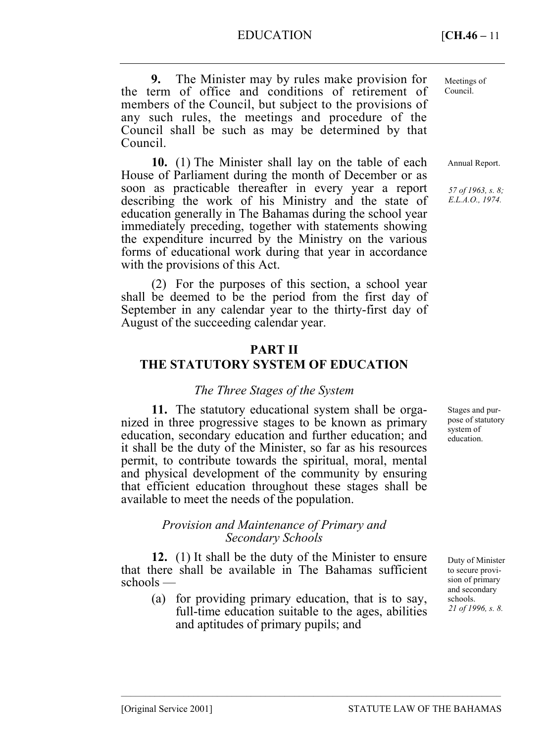**9.** The Minister may by rules make provision for the term of office and conditions of retirement of members of the Council, but subject to the provisions of any such rules, the meetings and procedure of the Council shall be such as may be determined by that Council.

Meetings of Council.

**10.** (1) The Minister shall lay on the table of each House of Parliament during the month of December or as soon as practicable thereafter in every year a report describing the work of his Ministry and the state of education generally in The Bahamas during the school year immediately preceding, together with statements showing the expenditure incurred by the Ministry on the various forms of educational work during that year in accordance with the provisions of this Act.

Annual Report.

*57 of 1963, s. 8; E.L.A.O., 1974.*

(2) For the purposes of this section, a school year shall be deemed to be the period from the first day of September in any calendar year to the thirty-first day of August of the succeeding calendar year.

## PART II
## THE STATUTORY SYSTEM OF EDUCATION

### *The Three Stages of the System*

**11.** The statutory educational system shall be organized in three progressive stages to be known as primary education, secondary education and further education; and it shall be the duty of the Minister, so far as his resources permit, to contribute towards the spiritual, moral, mental and physical development of the community by ensuring that efficient education throughout these stages shall be available to meet the needs of the population.

Stages and purpose of statutory system of education.

### *Provision and Maintenance of Primary and Secondary Schools*

**12.** (1) It shall be the duty of the Minister to ensure that there shall be available in The Bahamas sufficient schools —

Duty of Minister to secure provision of primary and secondary schools.
*21 of 1996, s. 8.*

(a) for providing primary education, that is to say, full-time education suitable to the ages, abilities and aptitudes of primary pupils; and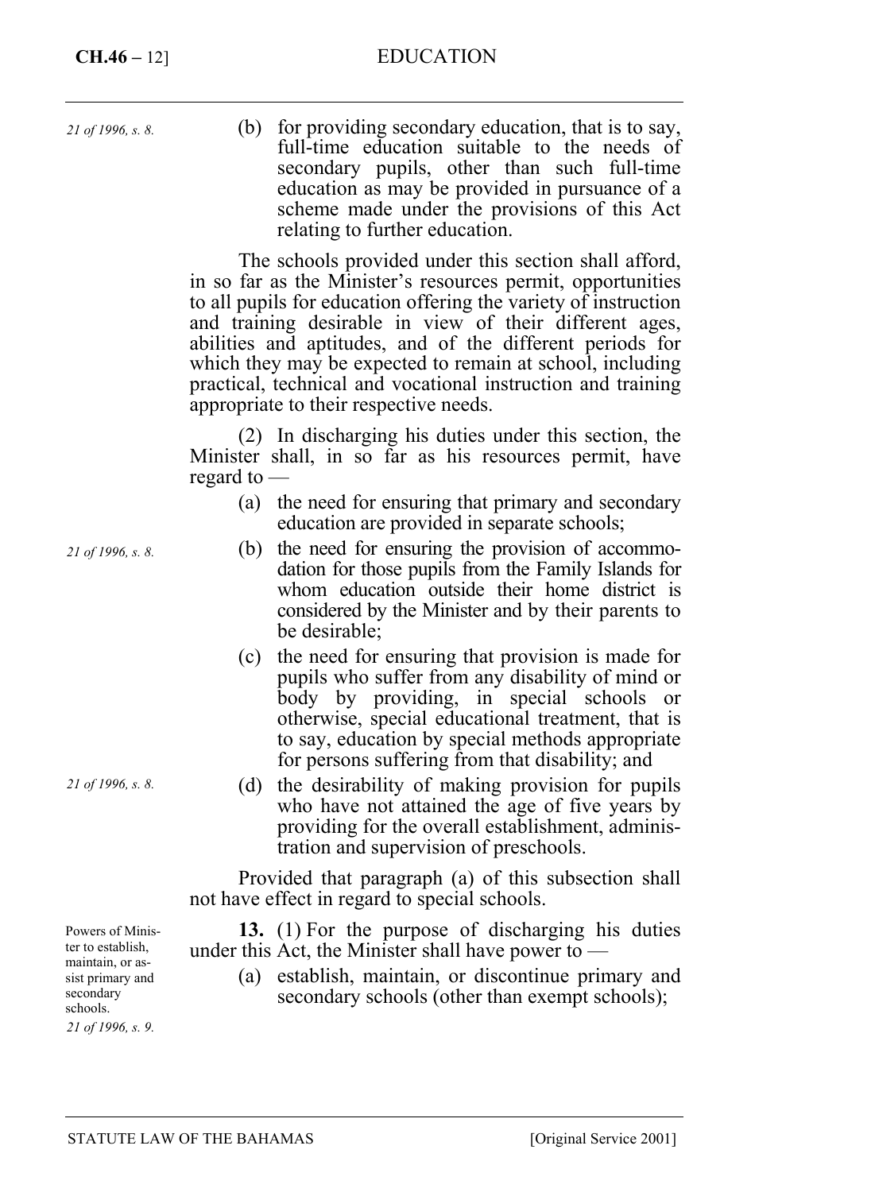*21 of 1996, s. 8.*

(b) for providing secondary education, that is to say, full-time education suitable to the needs of secondary pupils, other than such full-time education as may be provided in pursuance of a scheme made under the provisions of this Act relating to further education.

The schools provided under this section shall afford, in so far as the Minister's resources permit, opportunities to all pupils for education offering the variety of instruction and training desirable in view of their different ages, abilities and aptitudes, and of the different periods for which they may be expected to remain at school, including practical, technical and vocational instruction and training appropriate to their respective needs.

(2) In discharging his duties under this section, the Minister shall, in so far as his resources permit, have regard to —

(a) the need for ensuring that primary and secondary education are provided in separate schools;

*21 of 1996, s. 8.*

(b) the need for ensuring the provision of accommodation for those pupils from the Family Islands for whom education outside their home district is considered by the Minister and by their parents to be desirable;

(c) the need for ensuring that provision is made for pupils who suffer from any disability of mind or body by providing, in special schools or otherwise, special educational treatment, that is to say, education by special methods appropriate for persons suffering from that disability; and

*21 of 1996, s. 8.*

(d) the desirability of making provision for pupils who have not attained the age of five years by providing for the overall establishment, administration and supervision of preschools.

Provided that paragraph (a) of this subsection shall not have effect in regard to special schools.

Powers of Minister to establish, maintain, or assist primary and secondary schools.
*21 of 1996, s. 9.*

**13.** (1) For the purpose of discharging his duties under this Act, the Minister shall have power to —

(a) establish, maintain, or discontinue primary and secondary schools (other than exempt schools);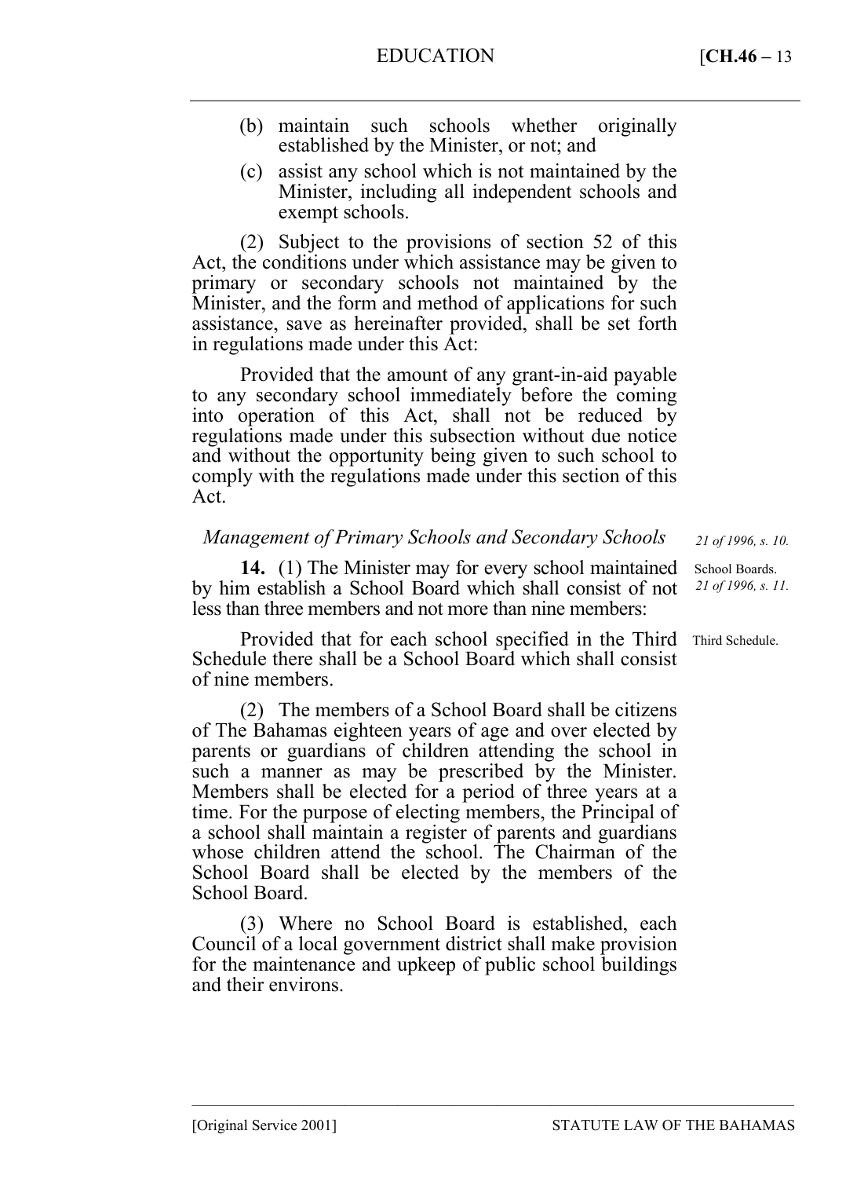(b) maintain such schools whether originally established by the Minister, or not; and

(c) assist any school which is not maintained by the Minister, including all independent schools and exempt schools.

(2) Subject to the provisions of section 52 of this Act, the conditions under which assistance may be given to primary or secondary schools not maintained by the Minister, and the form and method of applications for such assistance, save as hereinafter provided, shall be set forth in regulations made under this Act:

Provided that the amount of any grant-in-aid payable to any secondary school immediately before the coming into operation of this Act, shall not be reduced by regulations made under this subsection without due notice and without the opportunity being given to such school to comply with the regulations made under this section of this Act.

### *Management of Primary Schools and Secondary Schools*

*21 of 1996, s. 10.*

School Boards. *21 of 1996, s. 11.*

**14.** (1) The Minister may for every school maintained by him establish a School Board which shall consist of not less than three members and not more than nine members:

Third Schedule.

Provided that for each school specified in the Third Schedule there shall be a School Board which shall consist of nine members.

(2) The members of a School Board shall be citizens of The Bahamas eighteen years of age and over elected by parents or guardians of children attending the school in such a manner as may be prescribed by the Minister. Members shall be elected for a period of three years at a time. For the purpose of electing members, the Principal of a school shall maintain a register of parents and guardians whose children attend the school. The Chairman of the School Board shall be elected by the members of the School Board.

(3) Where no School Board is established, each Council of a local government district shall make provision for the maintenance and upkeep of public school buildings and their environs.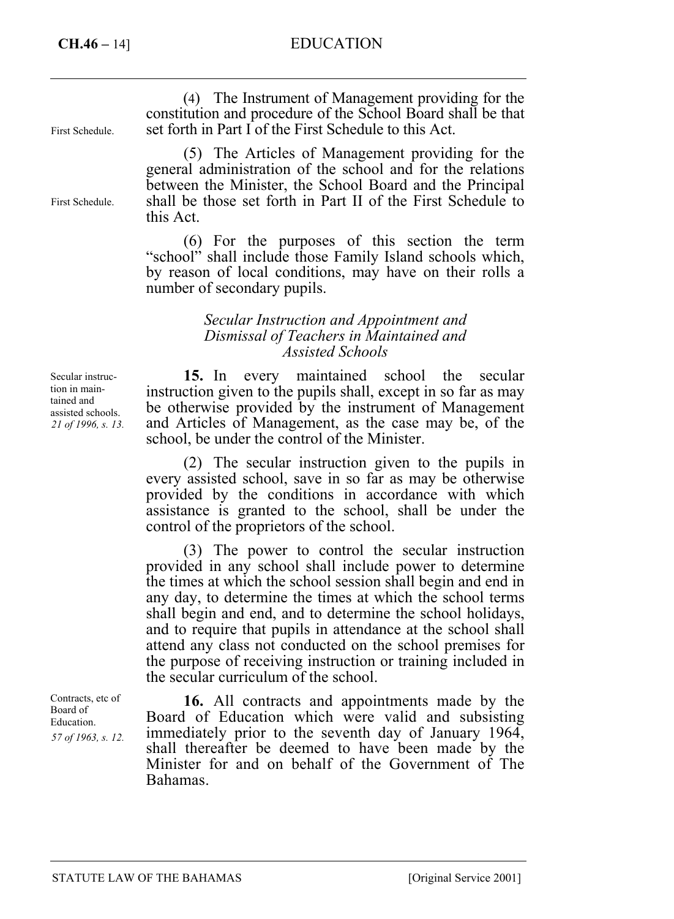(4) The Instrument of Management providing for the constitution and procedure of the School Board shall be that set forth in Part I of the First Schedule to this Act.

First Schedule.

(5) The Articles of Management providing for the general administration of the school and for the relations between the Minister, the School Board and the Principal shall be those set forth in Part II of the First Schedule to this Act.

First Schedule.

(6) For the purposes of this section the term "school" shall include those Family Island schools which, by reason of local conditions, may have on their rolls a number of secondary pupils.

### *Secular Instruction and Appointment and Dismissal of Teachers in Maintained and Assisted Schools*

Secular instruction in maintained and assisted schools. *21 of 1996, s. 13.*

**15.** In every maintained school the secular instruction given to the pupils shall, except in so far as may be otherwise provided by the instrument of Management and Articles of Management, as the case may be, of the school, be under the control of the Minister.

(2) The secular instruction given to the pupils in every assisted school, save in so far as may be otherwise provided by the conditions in accordance with which assistance is granted to the school, shall be under the control of the proprietors of the school.

(3) The power to control the secular instruction provided in any school shall include power to determine the times at which the school session shall begin and end in any day, to determine the times at which the school terms shall begin and end, and to determine the school holidays, and to require that pupils in attendance at the school shall attend any class not conducted on the school premises for the purpose of receiving instruction or training included in the secular curriculum of the school.

Contracts, etc of Board of Education. *57 of 1963, s. 12.*

**16.** All contracts and appointments made by the Board of Education which were valid and subsisting immediately prior to the seventh day of January 1964, shall thereafter be deemed to have been made by the Minister for and on behalf of the Government of The Bahamas.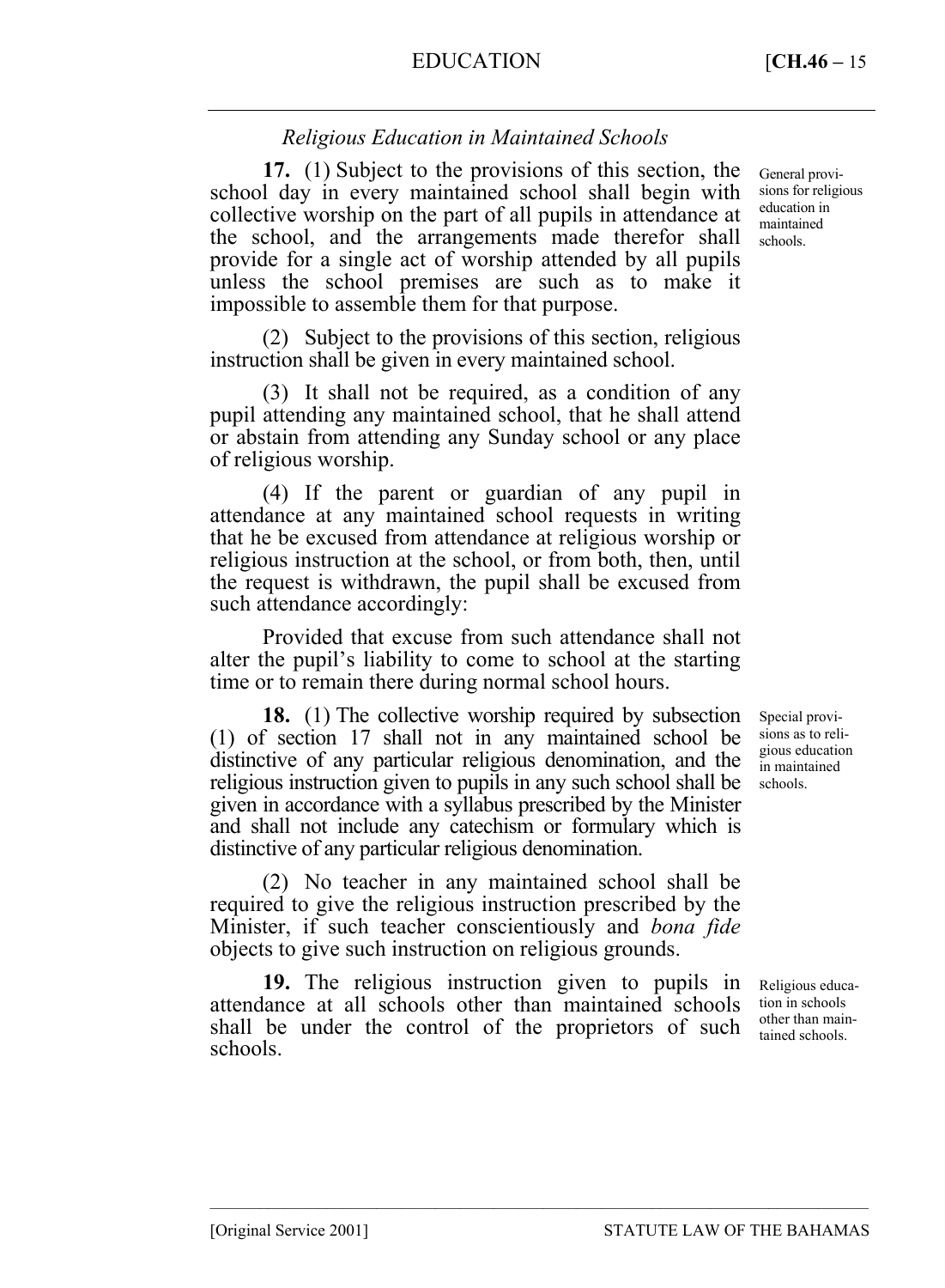*Religious Education in Maintained Schools*

General provisions for religious education in maintained schools.

**17.** (1) Subject to the provisions of this section, the school day in every maintained school shall begin with collective worship on the part of all pupils in attendance at the school, and the arrangements made therefor shall provide for a single act of worship attended by all pupils unless the school premises are such as to make it impossible to assemble them for that purpose.

(2) Subject to the provisions of this section, religious instruction shall be given in every maintained school.

(3) It shall not be required, as a condition of any pupil attending any maintained school, that he shall attend or abstain from attending any Sunday school or any place of religious worship.

(4) If the parent or guardian of any pupil in attendance at any maintained school requests in writing that he be excused from attendance at religious worship or religious instruction at the school, or from both, then, until the request is withdrawn, the pupil shall be excused from such attendance accordingly:

Provided that excuse from such attendance shall not alter the pupil's liability to come to school at the starting time or to remain there during normal school hours.

Special provisions as to religious education in maintained schools.

**18.** (1) The collective worship required by subsection (1) of section 17 shall not in any maintained school be distinctive of any particular religious denomination, and the religious instruction given to pupils in any such school shall be given in accordance with a syllabus prescribed by the Minister and shall not include any catechism or formulary which is distinctive of any particular religious denomination.

(2) No teacher in any maintained school shall be required to give the religious instruction prescribed by the Minister, if such teacher conscientiously and *bona fide* objects to give such instruction on religious grounds.

Religious education in schools other than maintained schools.

**19.** The religious instruction given to pupils in attendance at all schools other than maintained schools shall be under the control of the proprietors of such schools.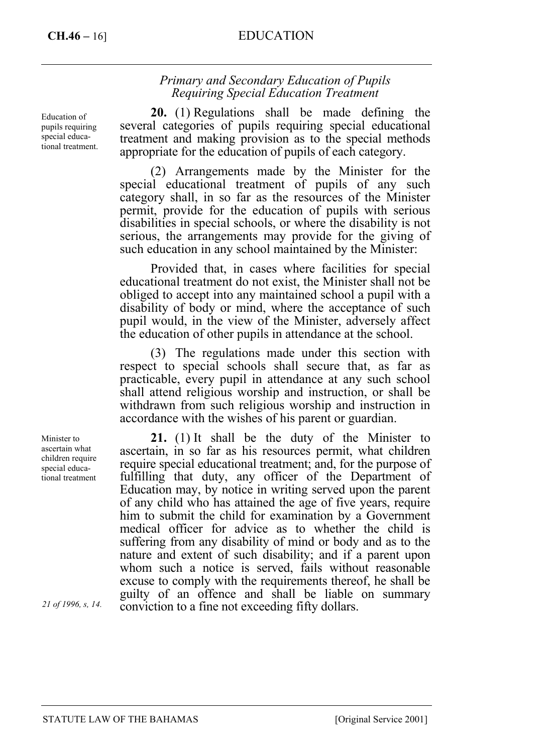### *Primary and Secondary Education of Pupils Requiring Special Education Treatment*

Education of pupils requiring special educational treatment.

**20.** (1) Regulations shall be made defining the several categories of pupils requiring special educational treatment and making provision as to the special methods appropriate for the education of pupils of each category.

(2) Arrangements made by the Minister for the special educational treatment of pupils of any such category shall, in so far as the resources of the Minister permit, provide for the education of pupils with serious disabilities in special schools, or where the disability is not serious, the arrangements may provide for the giving of such education in any school maintained by the Minister:

Provided that, in cases where facilities for special educational treatment do not exist, the Minister shall not be obliged to accept into any maintained school a pupil with a disability of body or mind, where the acceptance of such pupil would, in the view of the Minister, adversely affect the education of other pupils in attendance at the school.

(3) The regulations made under this section with respect to special schools shall secure that, as far as practicable, every pupil in attendance at any such school shall attend religious worship and instruction, or shall be withdrawn from such religious worship and instruction in accordance with the wishes of his parent or guardian.

Minister to ascertain what children require special educational treatment

**21.** (1) It shall be the duty of the Minister to ascertain, in so far as his resources permit, what children require special educational treatment; and, for the purpose of fulfilling that duty, any officer of the Department of Education may, by notice in writing served upon the parent of any child who has attained the age of five years, require him to submit the child for examination by a Government medical officer for advice as to whether the child is suffering from any disability of mind or body and as to the nature and extent of such disability; and if a parent upon whom such a notice is served, fails without reasonable excuse to comply with the requirements thereof, he shall be guilty of an offence and shall be liable on summary conviction to a fine not exceeding fifty dollars.

*21 of 1996, s, 14.*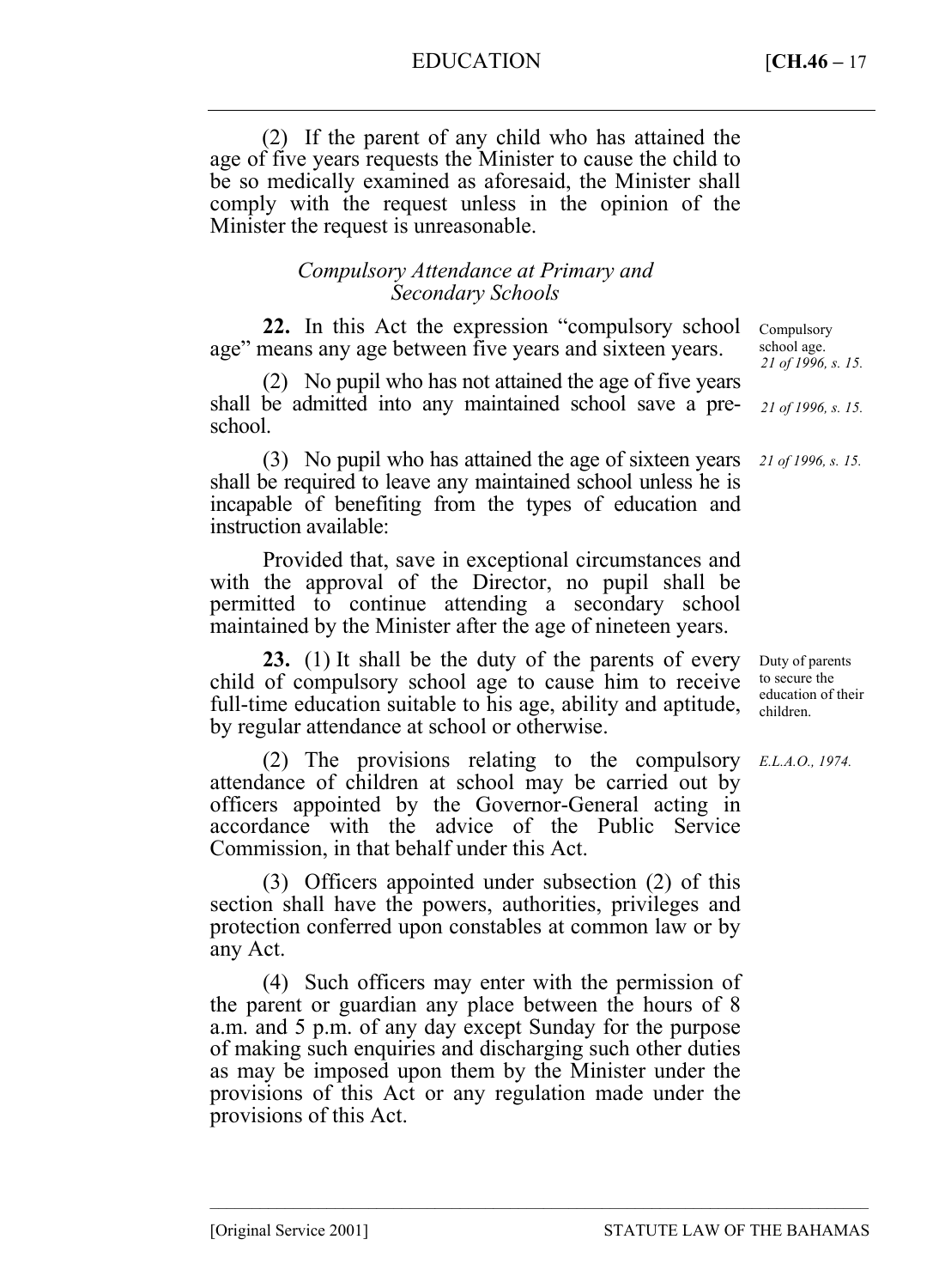(2) If the parent of any child who has attained the age of five years requests the Minister to cause the child to be so medically examined as aforesaid, the Minister shall comply with the request unless in the opinion of the Minister the request is unreasonable.

### *Compulsory Attendance at Primary and Secondary Schools*

Compulsory school age. *21 of 1996, s. 15.*

**22.** In this Act the expression "compulsory school age" means any age between five years and sixteen years.

*21 of 1996, s. 15.*

(2) No pupil who has not attained the age of five years shall be admitted into any maintained school save a pre-school.

*21 of 1996, s. 15.*

(3) No pupil who has attained the age of sixteen years shall be required to leave any maintained school unless he is incapable of benefiting from the types of education and instruction available:

Provided that, save in exceptional circumstances and with the approval of the Director, no pupil shall be permitted to continue attending a secondary school maintained by the Minister after the age of nineteen years.

Duty of parents to secure the education of their children.

**23.** (1) It shall be the duty of the parents of every child of compulsory school age to cause him to receive full-time education suitable to his age, ability and aptitude, by regular attendance at school or otherwise.

*E.L.A.O., 1974.*

(2) The provisions relating to the compulsory attendance of children at school may be carried out by officers appointed by the Governor-General acting in accordance with the advice of the Public Service Commission, in that behalf under this Act.

(3) Officers appointed under subsection (2) of this section shall have the powers, authorities, privileges and protection conferred upon constables at common law or by any Act.

(4) Such officers may enter with the permission of the parent or guardian any place between the hours of 8 a.m. and 5 p.m. of any day except Sunday for the purpose of making such enquiries and discharging such other duties as may be imposed upon them by the Minister under the provisions of this Act or any regulation made under the provisions of this Act.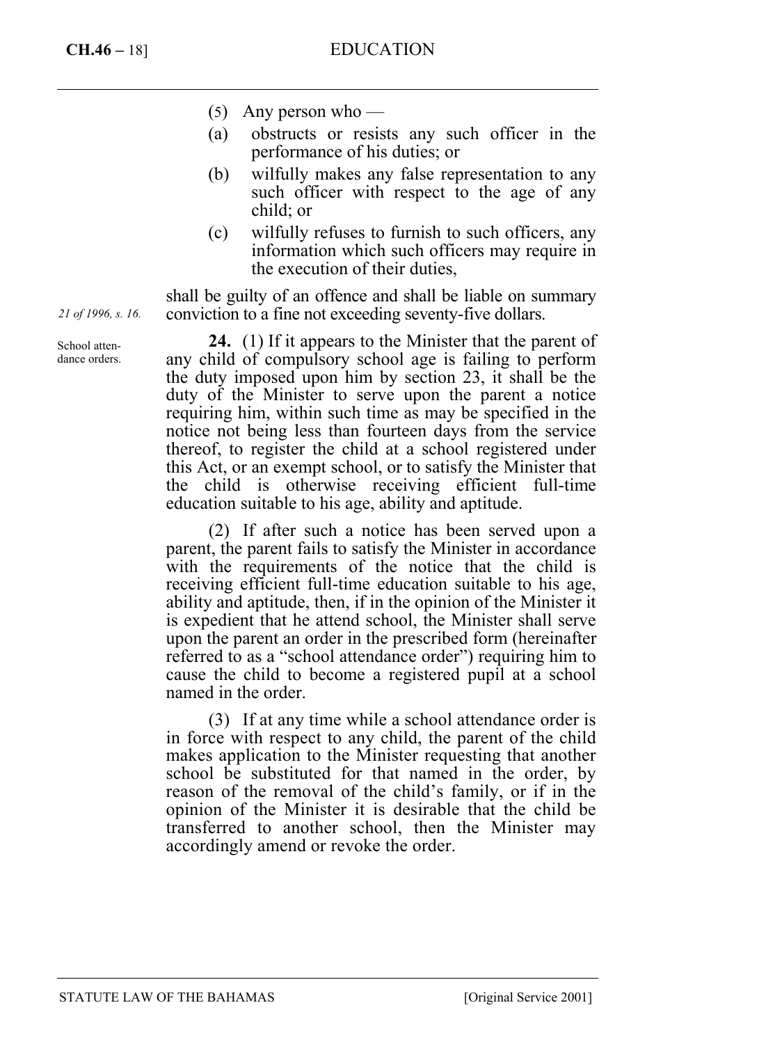(5) Any person who —

(a) obstructs or resists any such officer in the performance of his duties; or

(b) wilfully makes any false representation to any such officer with respect to the age of any child; or

(c) wilfully refuses to furnish to such officers, any information which such officers may require in the execution of their duties,

shall be guilty of an offence and shall be liable on summary conviction to a fine not exceeding seventy-five dollars.

*21 of 1996, s. 16.*

School attendance orders.

**24.** (1) If it appears to the Minister that the parent of any child of compulsory school age is failing to perform the duty imposed upon him by section 23, it shall be the duty of the Minister to serve upon the parent a notice requiring him, within such time as may be specified in the notice not being less than fourteen days from the service thereof, to register the child at a school registered under this Act, or an exempt school, or to satisfy the Minister that the child is otherwise receiving efficient full-time education suitable to his age, ability and aptitude.

(2) If after such a notice has been served upon a parent, the parent fails to satisfy the Minister in accordance with the requirements of the notice that the child is receiving efficient full-time education suitable to his age, ability and aptitude, then, if in the opinion of the Minister it is expedient that he attend school, the Minister shall serve upon the parent an order in the prescribed form (hereinafter referred to as a "school attendance order") requiring him to cause the child to become a registered pupil at a school named in the order.

(3) If at any time while a school attendance order is in force with respect to any child, the parent of the child makes application to the Minister requesting that another school be substituted for that named in the order, by reason of the removal of the child's family, or if in the opinion of the Minister it is desirable that the child be transferred to another school, then the Minister may accordingly amend or revoke the order.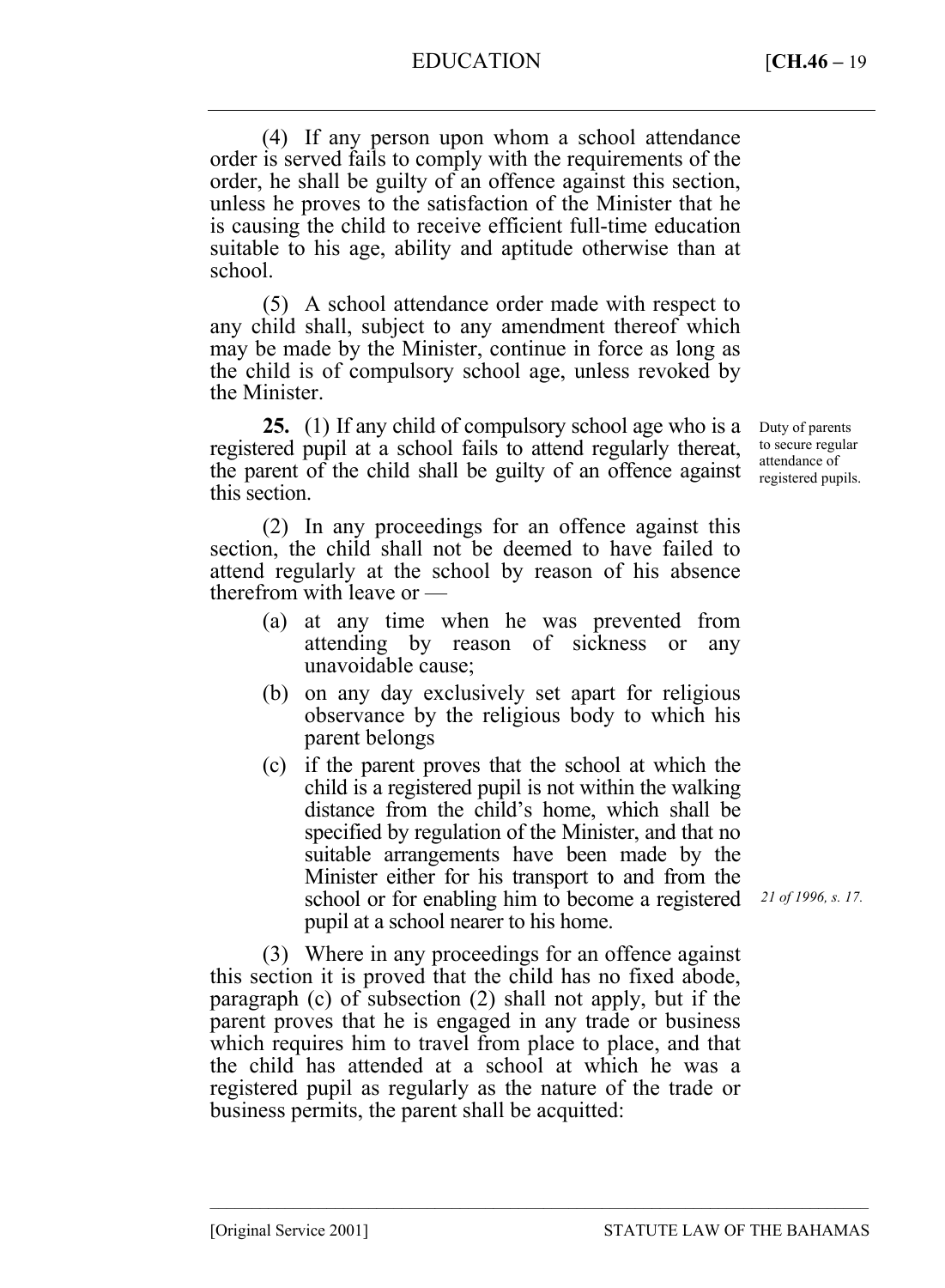(4) If any person upon whom a school attendance order is served fails to comply with the requirements of the order, he shall be guilty of an offence against this section, unless he proves to the satisfaction of the Minister that he is causing the child to receive efficient full-time education suitable to his age, ability and aptitude otherwise than at school.

(5) A school attendance order made with respect to any child shall, subject to any amendment thereof which may be made by the Minister, continue in force as long as the child is of compulsory school age, unless revoked by the Minister.

Duty of parents to secure regular attendance of registered pupils.

**25.** (1) If any child of compulsory school age who is a registered pupil at a school fails to attend regularly thereat, the parent of the child shall be guilty of an offence against this section.

(2) In any proceedings for an offence against this section, the child shall not be deemed to have failed to attend regularly at the school by reason of his absence therefrom with leave or —

(a) at any time when he was prevented from attending by reason of sickness or any unavoidable cause;

(b) on any day exclusively set apart for religious observance by the religious body to which his parent belongs

(c) if the parent proves that the school at which the child is a registered pupil is not within the walking distance from the child's home, which shall be specified by regulation of the Minister, and that no suitable arrangements have been made by the Minister either for his transport to and from the school or for enabling him to become a registered pupil at a school nearer to his home.

*21 of 1996, s. 17.*

(3) Where in any proceedings for an offence against this section it is proved that the child has no fixed abode, paragraph (c) of subsection (2) shall not apply, but if the parent proves that he is engaged in any trade or business which requires him to travel from place to place, and that the child has attended at a school at which he was a registered pupil as regularly as the nature of the trade or business permits, the parent shall be acquitted: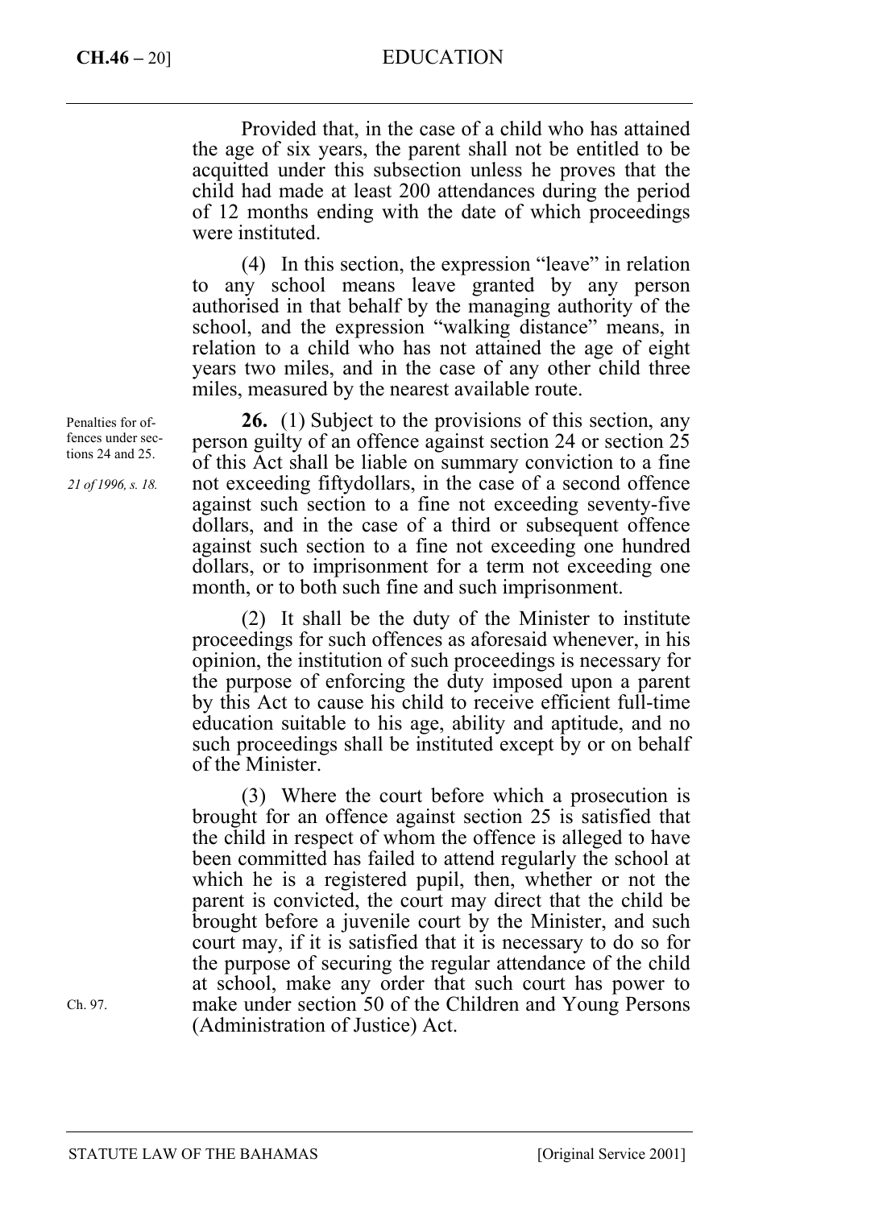Provided that, in the case of a child who has attained the age of six years, the parent shall not be entitled to be acquitted under this subsection unless he proves that the child had made at least 200 attendances during the period of 12 months ending with the date of which proceedings were instituted.

(4) In this section, the expression "leave" in relation to any school means leave granted by any person authorised in that behalf by the managing authority of the school, and the expression "walking distance" means, in relation to a child who has not attained the age of eight years two miles, and in the case of any other child three miles, measured by the nearest available route.

Penalties for offences under sections 24 and 25.

*21 of 1996, s. 18.*

**26.** (1) Subject to the provisions of this section, any person guilty of an offence against section 24 or section 25 of this Act shall be liable on summary conviction to a fine not exceeding fiftydollars, in the case of a second offence against such section to a fine not exceeding seventy-five dollars, and in the case of a third or subsequent offence against such section to a fine not exceeding one hundred dollars, or to imprisonment for a term not exceeding one month, or to both such fine and such imprisonment.

(2) It shall be the duty of the Minister to institute proceedings for such offences as aforesaid whenever, in his opinion, the institution of such proceedings is necessary for the purpose of enforcing the duty imposed upon a parent by this Act to cause his child to receive efficient full-time education suitable to his age, ability and aptitude, and no such proceedings shall be instituted except by or on behalf of the Minister.

(3) Where the court before which a prosecution is brought for an offence against section 25 is satisfied that the child in respect of whom the offence is alleged to have been committed has failed to attend regularly the school at which he is a registered pupil, then, whether or not the parent is convicted, the court may direct that the child be brought before a juvenile court by the Minister, and such court may, if it is satisfied that it is necessary to do so for the purpose of securing the regular attendance of the child at school, make any order that such court has power to make under section 50 of the Children and Young Persons (Administration of Justice) Act.

Ch. 97.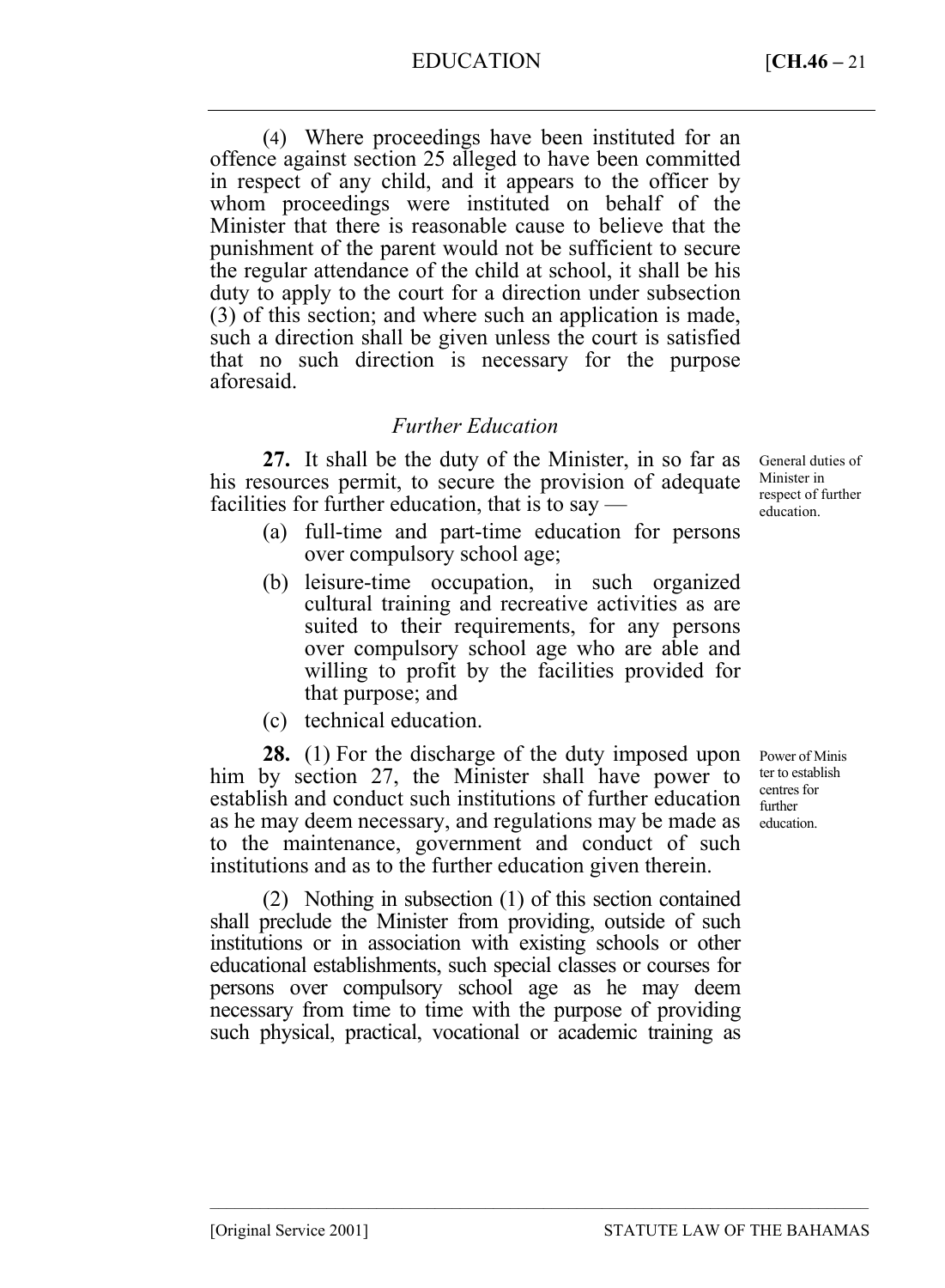(4) Where proceedings have been instituted for an offence against section 25 alleged to have been committed in respect of any child, and it appears to the officer by whom proceedings were instituted on behalf of the Minister that there is reasonable cause to believe that the punishment of the parent would not be sufficient to secure the regular attendance of the child at school, it shall be his duty to apply to the court for a direction under subsection (3) of this section; and where such an application is made, such a direction shall be given unless the court is satisfied that no such direction is necessary for the purpose aforesaid.

### *Further Education*

General duties of Minister in respect of further education.

**27.** It shall be the duty of the Minister, in so far as his resources permit, to secure the provision of adequate facilities for further education, that is to say —

- (a) full-time and part-time education for persons over compulsory school age;
- (b) leisure-time occupation, in such organized cultural training and recreative activities as are suited to their requirements, for any persons over compulsory school age who are able and willing to profit by the facilities provided for that purpose; and
- (c) technical education.

Power of Minister to establish centres for further education.

**28.** (1) For the discharge of the duty imposed upon him by section 27, the Minister shall have power to establish and conduct such institutions of further education as he may deem necessary, and regulations may be made as to the maintenance, government and conduct of such institutions and as to the further education given therein.

(2) Nothing in subsection (1) of this section contained shall preclude the Minister from providing, outside of such institutions or in association with existing schools or other educational establishments, such special classes or courses for persons over compulsory school age as he may deem necessary from time to time with the purpose of providing such physical, practical, vocational or academic training as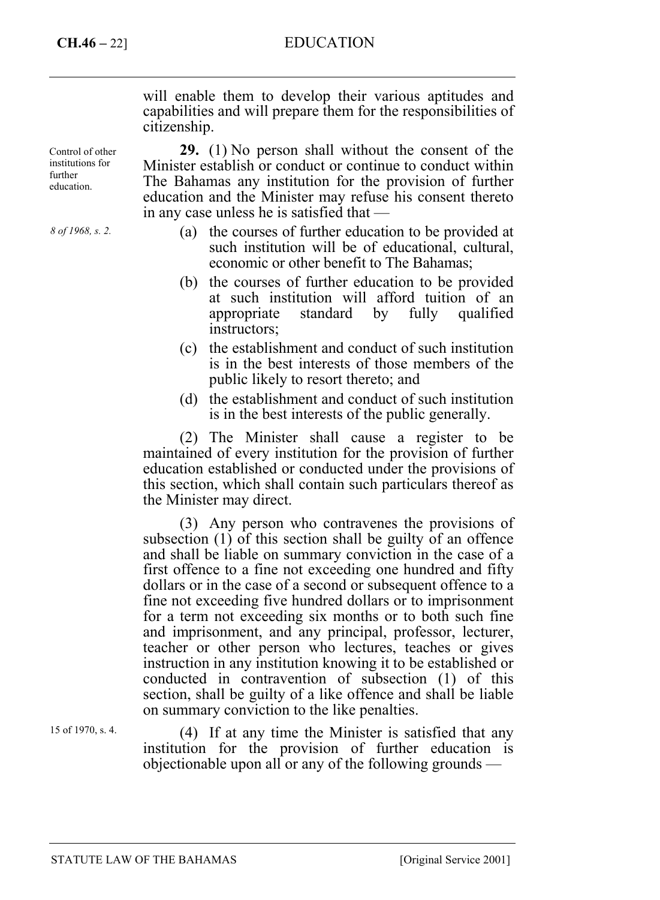will enable them to develop their various aptitudes and capabilities and will prepare them for the responsibilities of citizenship.

Control of other institutions for further education.

*8 of 1968, s. 2.*

**29.** (1) No person shall without the consent of the Minister establish or conduct or continue to conduct within The Bahamas any institution for the provision of further education and the Minister may refuse his consent thereto in any case unless he is satisfied that —

(a) the courses of further education to be provided at such institution will be of educational, cultural, economic or other benefit to The Bahamas;

(b) the courses of further education to be provided at such institution will afford tuition of an appropriate standard by fully qualified instructors;

(c) the establishment and conduct of such institution is in the best interests of those members of the public likely to resort thereto; and

(d) the establishment and conduct of such institution is in the best interests of the public generally.

(2) The Minister shall cause a register to be maintained of every institution for the provision of further education established or conducted under the provisions of this section, which shall contain such particulars thereof as the Minister may direct.

(3) Any person who contravenes the provisions of subsection (1) of this section shall be guilty of an offence and shall be liable on summary conviction in the case of a first offence to a fine not exceeding one hundred and fifty dollars or in the case of a second or subsequent offence to a fine not exceeding five hundred dollars or to imprisonment for a term not exceeding six months or to both such fine and imprisonment, and any principal, professor, lecturer, teacher or other person who lectures, teaches or gives instruction in any institution knowing it to be established or conducted in contravention of subsection (1) of this section, shall be guilty of a like offence and shall be liable on summary conviction to the like penalties.

15 of 1970, s. 4.

(4) If at any time the Minister is satisfied that any institution for the provision of further education is objectionable upon all or any of the following grounds —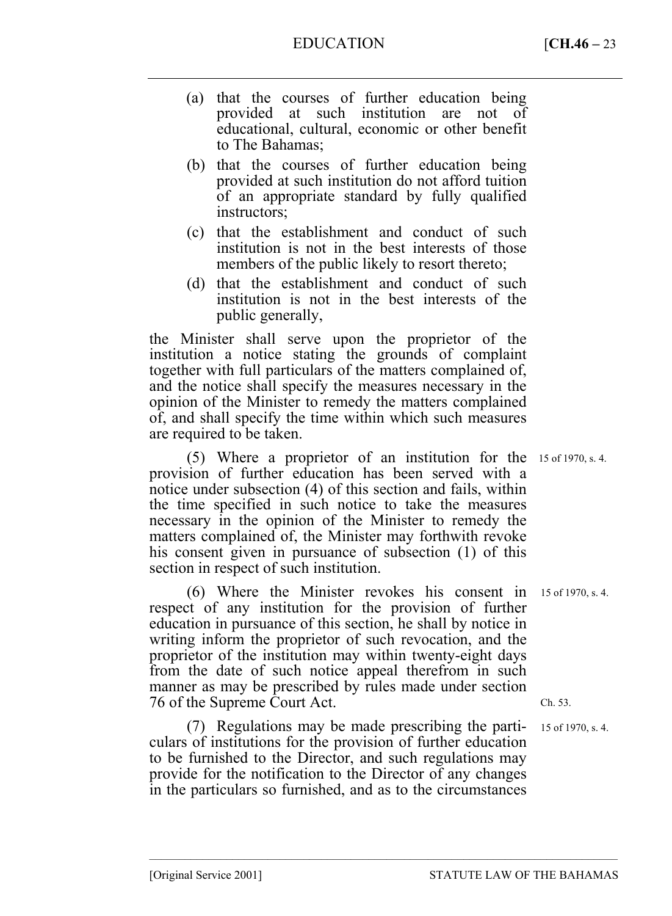(a) that the courses of further education being provided at such institution are not of educational, cultural, economic or other benefit to The Bahamas;

(b) that the courses of further education being provided at such institution do not afford tuition of an appropriate standard by fully qualified instructors;

(c) that the establishment and conduct of such institution is not in the best interests of those members of the public likely to resort thereto;

(d) that the establishment and conduct of such institution is not in the best interests of the public generally,

the Minister shall serve upon the proprietor of the institution a notice stating the grounds of complaint together with full particulars of the matters complained of, and the notice shall specify the measures necessary in the opinion of the Minister to remedy the matters complained of, and shall specify the time within which such measures are required to be taken.

(5) Where a proprietor of an institution for the provision of further education has been served with a notice under subsection (4) of this section and fails, within the time specified in such notice to take the measures necessary in the opinion of the Minister to remedy the matters complained of, the Minister may forthwith revoke his consent given in pursuance of subsection (1) of this section in respect of such institution. 15 of 1970, s. 4.

(6) Where the Minister revokes his consent in respect of any institution for the provision of further education in pursuance of this section, he shall by notice in writing inform the proprietor of such revocation, and the proprietor of the institution may within twenty-eight days from the date of such notice appeal therefrom in such manner as may be prescribed by rules made under section 76 of the Supreme Court Act. 15 of 1970, s. 4. Ch. 53.

(7) Regulations may be made prescribing the particulars of institutions for the provision of further education to be furnished to the Director, and such regulations may provide for the notification to the Director of any changes in the particulars so furnished, and as to the circumstances 15 of 1970, s. 4.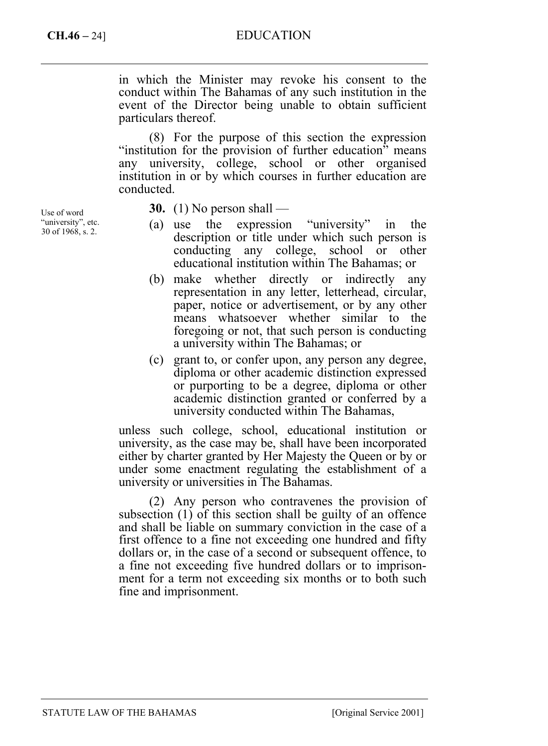in which the Minister may revoke his consent to the conduct within The Bahamas of any such institution in the event of the Director being unable to obtain sufficient particulars thereof.

(8) For the purpose of this section the expression "institution for the provision of further education" means any university, college, school or other organised institution in or by which courses in further education are conducted.

Use of word "university", etc. 30 of 1968, s. 2.

**30.** (1) No person shall —

(a) use the expression "university" in the description or title under which such person is conducting any college, school or other educational institution within The Bahamas; or

(b) make whether directly or indirectly any representation in any letter, letterhead, circular, paper, notice or advertisement, or by any other means whatsoever whether similar to the foregoing or not, that such person is conducting a university within The Bahamas; or

(c) grant to, or confer upon, any person any degree, diploma or other academic distinction expressed or purporting to be a degree, diploma or other academic distinction granted or conferred by a university conducted within The Bahamas,

unless such college, school, educational institution or university, as the case may be, shall have been incorporated either by charter granted by Her Majesty the Queen or by or under some enactment regulating the establishment of a university or universities in The Bahamas.

(2) Any person who contravenes the provision of subsection (1) of this section shall be guilty of an offence and shall be liable on summary conviction in the case of a first offence to a fine not exceeding one hundred and fifty dollars or, in the case of a second or subsequent offence, to a fine not exceeding five hundred dollars or to imprisonment for a term not exceeding six months or to both such fine and imprisonment.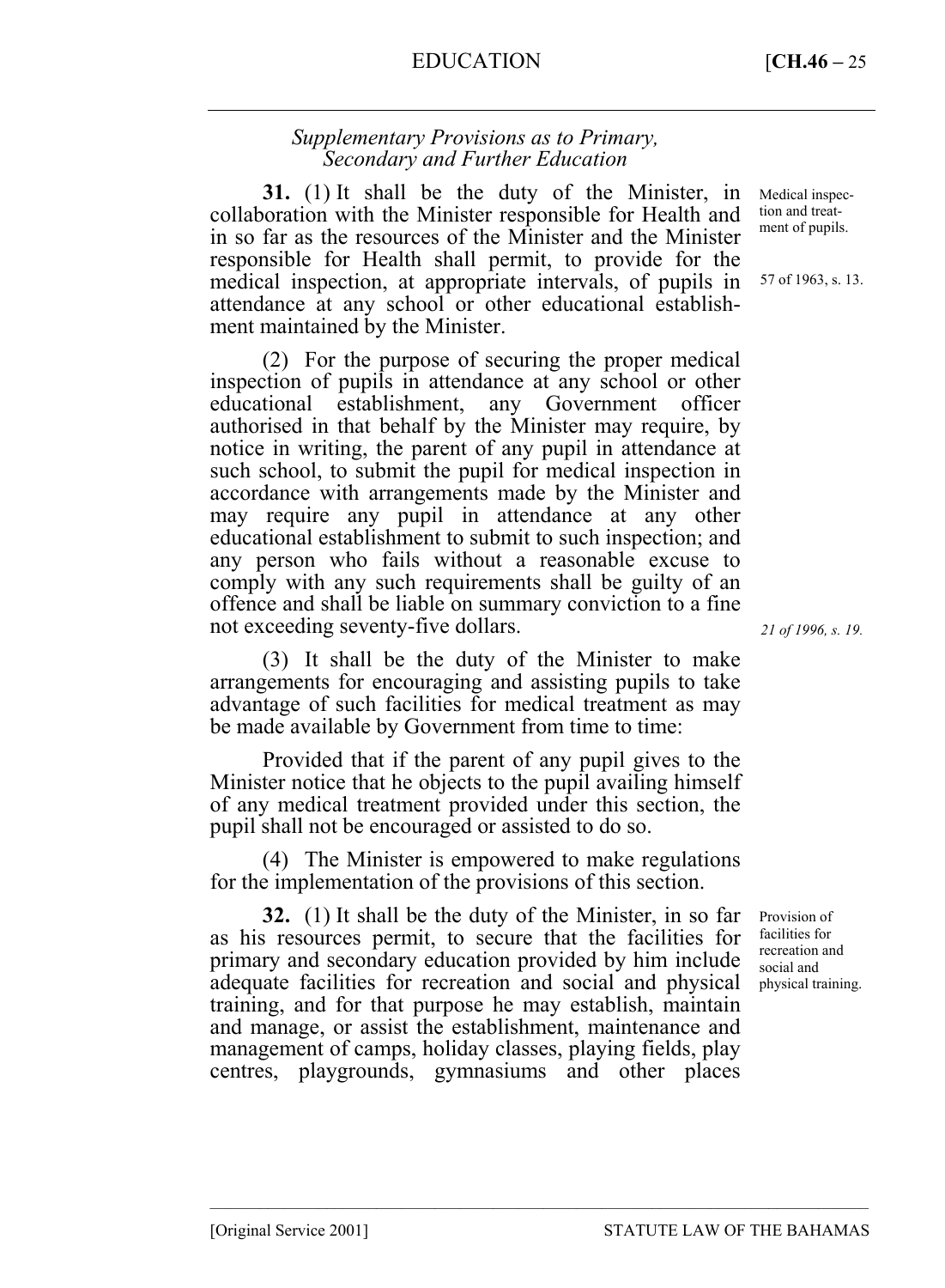*Supplementary Provisions as to Primary, Secondary and Further Education*

**31.** (1) It shall be the duty of the Minister, in collaboration with the Minister responsible for Health and in so far as the resources of the Minister and the Minister responsible for Health shall permit, to provide for the medical inspection, at appropriate intervals, of pupils in attendance at any school or other educational establishment maintained by the Minister.

Medical inspection and treatment of pupils.

57 of 1963, s. 13.

(2) For the purpose of securing the proper medical inspection of pupils in attendance at any school or other educational establishment, any Government officer authorised in that behalf by the Minister may require, by notice in writing, the parent of any pupil in attendance at such school, to submit the pupil for medical inspection in accordance with arrangements made by the Minister and may require any pupil in attendance at any other educational establishment to submit to such inspection; and any person who fails without a reasonable excuse to comply with any such requirements shall be guilty of an offence and shall be liable on summary conviction to a fine not exceeding seventy-five dollars.

*21 of 1996, s. 19.*

(3) It shall be the duty of the Minister to make arrangements for encouraging and assisting pupils to take advantage of such facilities for medical treatment as may be made available by Government from time to time:

Provided that if the parent of any pupil gives to the Minister notice that he objects to the pupil availing himself of any medical treatment provided under this section, the pupil shall not be encouraged or assisted to do so.

(4) The Minister is empowered to make regulations for the implementation of the provisions of this section.

**32.** (1) It shall be the duty of the Minister, in so far as his resources permit, to secure that the facilities for primary and secondary education provided by him include adequate facilities for recreation and social and physical training, and for that purpose he may establish, maintain and manage, or assist the establishment, maintenance and management of camps, holiday classes, playing fields, play centres, playgrounds, gymnasiums and other places

Provision of facilities for recreation and social and physical training.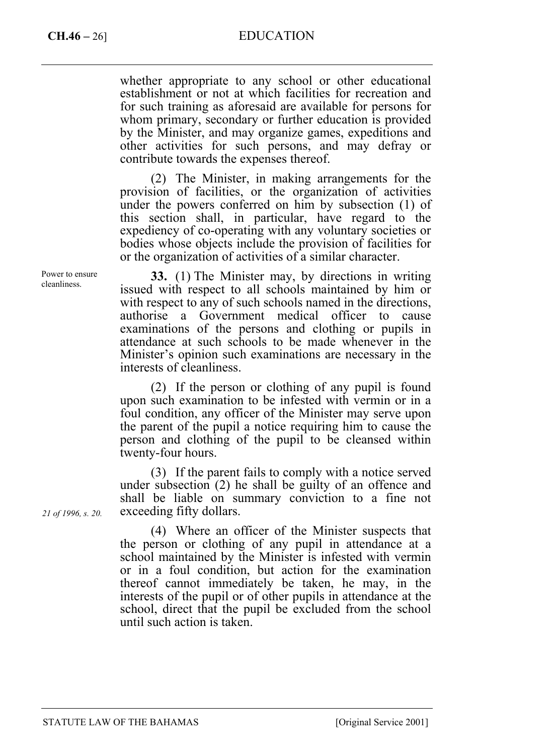whether appropriate to any school or other educational establishment or not at which facilities for recreation and for such training as aforesaid are available for persons for whom primary, secondary or further education is provided by the Minister, and may organize games, expeditions and other activities for such persons, and may defray or contribute towards the expenses thereof.

(2) The Minister, in making arrangements for the provision of facilities, or the organization of activities under the powers conferred on him by subsection (1) of this section shall, in particular, have regard to the expediency of co-operating with any voluntary societies or bodies whose objects include the provision of facilities for or the organization of activities of a similar character.

Power to ensure cleanliness.

**33.** (1) The Minister may, by directions in writing issued with respect to all schools maintained by him or with respect to any of such schools named in the directions, authorise a Government medical officer to cause examinations of the persons and clothing or pupils in attendance at such schools to be made whenever in the Minister's opinion such examinations are necessary in the interests of cleanliness.

(2) If the person or clothing of any pupil is found upon such examination to be infested with vermin or in a foul condition, any officer of the Minister may serve upon the parent of the pupil a notice requiring him to cause the person and clothing of the pupil to be cleansed within twenty-four hours.

(3) If the parent fails to comply with a notice served under subsection (2) he shall be guilty of an offence and shall be liable on summary conviction to a fine not exceeding fifty dollars.

*21 of 1996, s. 20.*

(4) Where an officer of the Minister suspects that the person or clothing of any pupil in attendance at a school maintained by the Minister is infested with vermin or in a foul condition, but action for the examination thereof cannot immediately be taken, he may, in the interests of the pupil or of other pupils in attendance at the school, direct that the pupil be excluded from the school until such action is taken.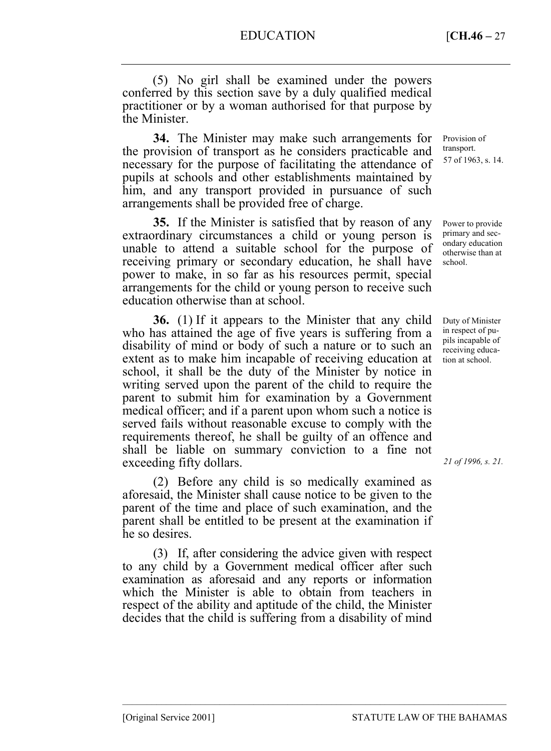(5) No girl shall be examined under the powers conferred by this section save by a duly qualified medical practitioner or by a woman authorised for that purpose by the Minister.

Provision of transport. 57 of 1963, s. 14.

**34.** The Minister may make such arrangements for the provision of transport as he considers practicable and necessary for the purpose of facilitating the attendance of pupils at schools and other establishments maintained by him, and any transport provided in pursuance of such arrangements shall be provided free of charge.

Power to provide primary and secondary education otherwise than at school.

**35.** If the Minister is satisfied that by reason of any extraordinary circumstances a child or young person is unable to attend a suitable school for the purpose of receiving primary or secondary education, he shall have power to make, in so far as his resources permit, special arrangements for the child or young person to receive such education otherwise than at school.

Duty of Minister in respect of pupils incapable of receiving education at school.

**36.** (1) If it appears to the Minister that any child who has attained the age of five years is suffering from a disability of mind or body of such a nature or to such an extent as to make him incapable of receiving education at school, it shall be the duty of the Minister by notice in writing served upon the parent of the child to require the parent to submit him for examination by a Government medical officer; and if a parent upon whom such a notice is served fails without reasonable excuse to comply with the requirements thereof, he shall be guilty of an offence and shall be liable on summary conviction to a fine not exceeding fifty dollars.

*21 of 1996, s. 21.*

(2) Before any child is so medically examined as aforesaid, the Minister shall cause notice to be given to the parent of the time and place of such examination, and the parent shall be entitled to be present at the examination if he so desires.

(3) If, after considering the advice given with respect to any child by a Government medical officer after such examination as aforesaid and any reports or information which the Minister is able to obtain from teachers in respect of the ability and aptitude of the child, the Minister decides that the child is suffering from a disability of mind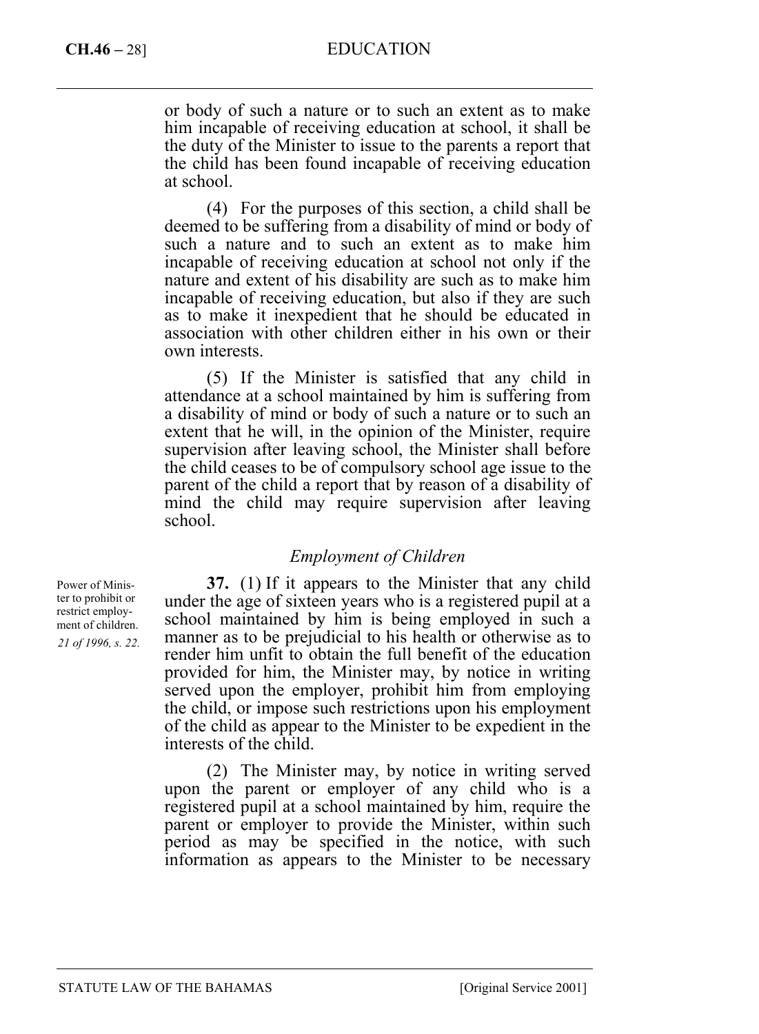or body of such a nature or to such an extent as to make him incapable of receiving education at school, it shall be the duty of the Minister to issue to the parents a report that the child has been found incapable of receiving education at school.

(4) For the purposes of this section, a child shall be deemed to be suffering from a disability of mind or body of such a nature and to such an extent as to make him incapable of receiving education at school not only if the nature and extent of his disability are such as to make him incapable of receiving education, but also if they are such as to make it inexpedient that he should be educated in association with other children either in his own or their own interests.

(5) If the Minister is satisfied that any child in attendance at a school maintained by him is suffering from a disability of mind or body of such a nature or to such an extent that he will, in the opinion of the Minister, require supervision after leaving school, the Minister shall before the child ceases to be of compulsory school age issue to the parent of the child a report that by reason of a disability of mind the child may require supervision after leaving school.

### *Employment of Children*

Power of Minister to prohibit or restrict employment of children.
*21 of 1996, s. 22.*

**37.** (1) If it appears to the Minister that any child under the age of sixteen years who is a registered pupil at a school maintained by him is being employed in such a manner as to be prejudicial to his health or otherwise as to render him unfit to obtain the full benefit of the education provided for him, the Minister may, by notice in writing served upon the employer, prohibit him from employing the child, or impose such restrictions upon his employment of the child as appear to the Minister to be expedient in the interests of the child.

(2) The Minister may, by notice in writing served upon the parent or employer of any child who is a registered pupil at a school maintained by him, require the parent or employer to provide the Minister, within such period as may be specified in the notice, with such information as appears to the Minister to be necessary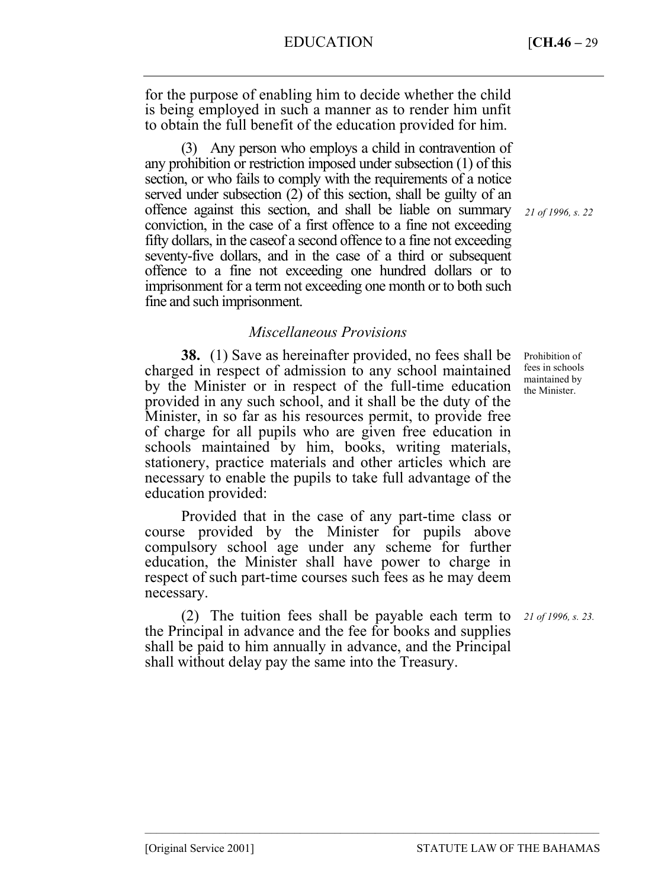for the purpose of enabling him to decide whether the child is being employed in such a manner as to render him unfit to obtain the full benefit of the education provided for him.

(3) Any person who employs a child in contravention of any prohibition or restriction imposed under subsection (1) of this section, or who fails to comply with the requirements of a notice served under subsection (2) of this section, shall be guilty of an offence against this section, and shall be liable on summary conviction, in the case of a first offence to a fine not exceeding fifty dollars, in the caseof a second offence to a fine not exceeding seventy-five dollars, and in the case of a third or subsequent offence to a fine not exceeding one hundred dollars or to imprisonment for a term not exceeding one month or to both such fine and such imprisonment.

*21 of 1996, s. 22*

### *Miscellaneous Provisions*

Prohibition of fees in schools maintained by the Minister.

**38.** (1) Save as hereinafter provided, no fees shall be charged in respect of admission to any school maintained by the Minister or in respect of the full-time education provided in any such school, and it shall be the duty of the Minister, in so far as his resources permit, to provide free of charge for all pupils who are given free education in schools maintained by him, books, writing materials, stationery, practice materials and other articles which are necessary to enable the pupils to take full advantage of the education provided:

Provided that in the case of any part-time class or course provided by the Minister for pupils above compulsory school age under any scheme for further education, the Minister shall have power to charge in respect of such part-time courses such fees as he may deem necessary.

(2) The tuition fees shall be payable each term to the Principal in advance and the fee for books and supplies shall be paid to him annually in advance, and the Principal shall without delay pay the same into the Treasury.

*21 of 1996, s. 23.*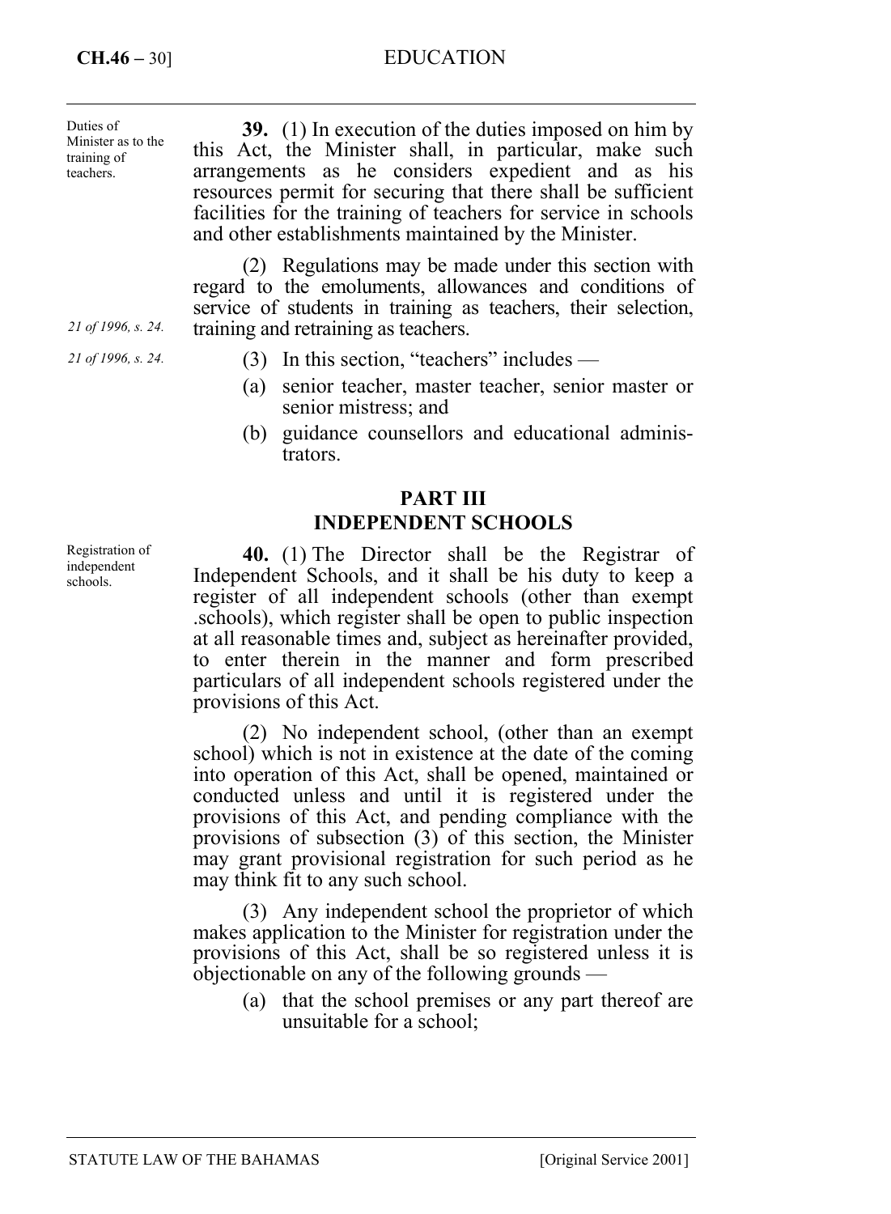Duties of Minister as to the training of teachers.

**39.** (1) In execution of the duties imposed on him by this Act, the Minister shall, in particular, make such arrangements as he considers expedient and as his resources permit for securing that there shall be sufficient facilities for the training of teachers for service in schools and other establishments maintained by the Minister.

*21 of 1996, s. 24.*

(2) Regulations may be made under this section with regard to the emoluments, allowances and conditions of service of students in training as teachers, their selection, training and retraining as teachers.

*21 of 1996, s. 24.*

(3) In this section, "teachers" includes —

(a) senior teacher, master teacher, senior master or senior mistress; and

(b) guidance counsellors and educational administrators.

## PART III
## INDEPENDENT SCHOOLS

Registration of independent schools.

**40.** (1) The Director shall be the Registrar of Independent Schools, and it shall be his duty to keep a register of all independent schools (other than exempt .schools), which register shall be open to public inspection at all reasonable times and, subject as hereinafter provided, to enter therein in the manner and form prescribed particulars of all independent schools registered under the provisions of this Act.

(2) No independent school, (other than an exempt school) which is not in existence at the date of the coming into operation of this Act, shall be opened, maintained or conducted unless and until it is registered under the provisions of this Act, and pending compliance with the provisions of subsection (3) of this section, the Minister may grant provisional registration for such period as he may think fit to any such school.

(3) Any independent school the proprietor of which makes application to the Minister for registration under the provisions of this Act, shall be so registered unless it is objectionable on any of the following grounds —

(a) that the school premises or any part thereof are unsuitable for a school;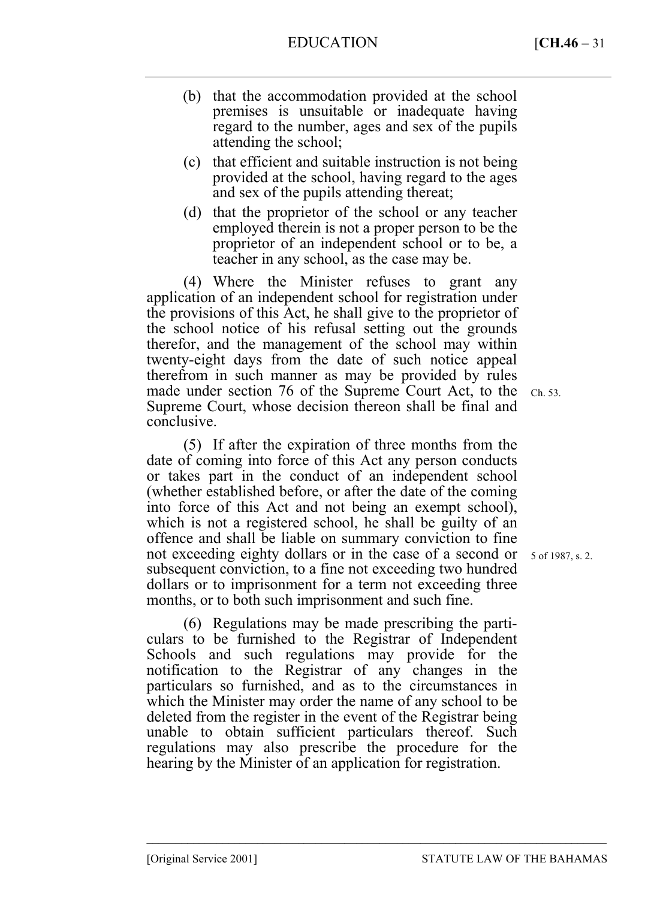(b) that the accommodation provided at the school premises is unsuitable or inadequate having regard to the number, ages and sex of the pupils attending the school;

(c) that efficient and suitable instruction is not being provided at the school, having regard to the ages and sex of the pupils attending thereat;

(d) that the proprietor of the school or any teacher employed therein is not a proper person to be the proprietor of an independent school or to be, a teacher in any school, as the case may be.

(4) Where the Minister refuses to grant any application of an independent school for registration under the provisions of this Act, he shall give to the proprietor of the school notice of his refusal setting out the grounds therefor, and the management of the school may within twenty-eight days from the date of such notice appeal therefrom in such manner as may be provided by rules made under section 76 of the Supreme Court Act, to the Supreme Court, whose decision thereon shall be final and conclusive.

Ch. 53.

(5) If after the expiration of three months from the date of coming into force of this Act any person conducts or takes part in the conduct of an independent school (whether established before, or after the date of the coming into force of this Act and not being an exempt school), which is not a registered school, he shall be guilty of an offence and shall be liable on summary conviction to fine not exceeding eighty dollars or in the case of a second or subsequent conviction, to a fine not exceeding two hundred dollars or to imprisonment for a term not exceeding three months, or to both such imprisonment and such fine.

5 of 1987, s. 2.

(6) Regulations may be made prescribing the particulars to be furnished to the Registrar of Independent Schools and such regulations may provide for the notification to the Registrar of any changes in the particulars so furnished, and as to the circumstances in which the Minister may order the name of any school to be deleted from the register in the event of the Registrar being unable to obtain sufficient particulars thereof. Such regulations may also prescribe the procedure for the hearing by the Minister of an application for registration.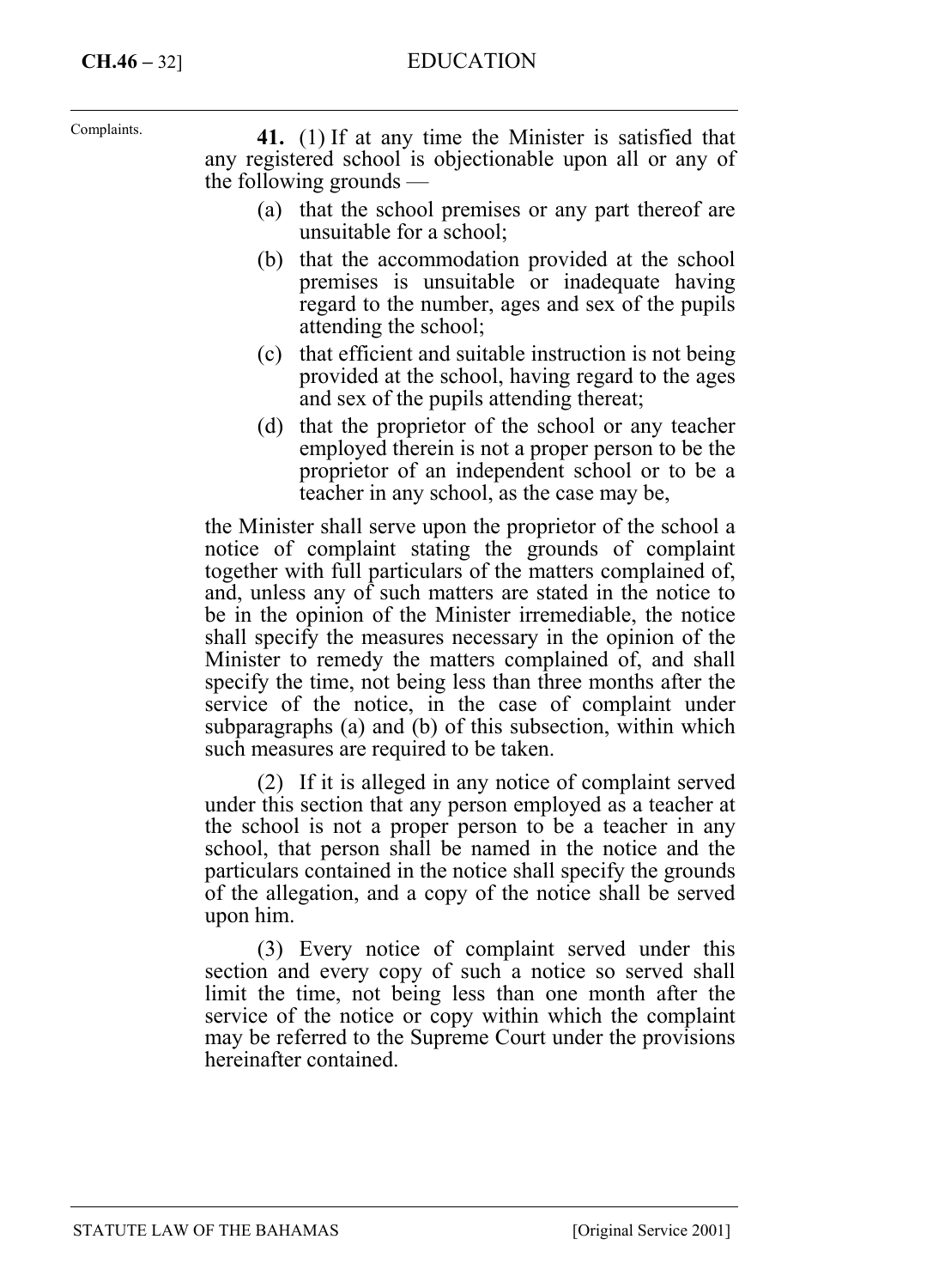Complaints.

**41.** (1) If at any time the Minister is satisfied that any registered school is objectionable upon all or any of the following grounds —

(a) that the school premises or any part thereof are unsuitable for a school;

(b) that the accommodation provided at the school premises is unsuitable or inadequate having regard to the number, ages and sex of the pupils attending the school;

(c) that efficient and suitable instruction is not being provided at the school, having regard to the ages and sex of the pupils attending thereat;

(d) that the proprietor of the school or any teacher employed therein is not a proper person to be the proprietor of an independent school or to be a teacher in any school, as the case may be,

the Minister shall serve upon the proprietor of the school a notice of complaint stating the grounds of complaint together with full particulars of the matters complained of, and, unless any of such matters are stated in the notice to be in the opinion of the Minister irremediable, the notice shall specify the measures necessary in the opinion of the Minister to remedy the matters complained of, and shall specify the time, not being less than three months after the service of the notice, in the case of complaint under subparagraphs (a) and (b) of this subsection, within which such measures are required to be taken.

(2) If it is alleged in any notice of complaint served under this section that any person employed as a teacher at the school is not a proper person to be a teacher in any school, that person shall be named in the notice and the particulars contained in the notice shall specify the grounds of the allegation, and a copy of the notice shall be served upon him.

(3) Every notice of complaint served under this section and every copy of such a notice so served shall limit the time, not being less than one month after the service of the notice or copy within which the complaint may be referred to the Supreme Court under the provisions hereinafter contained.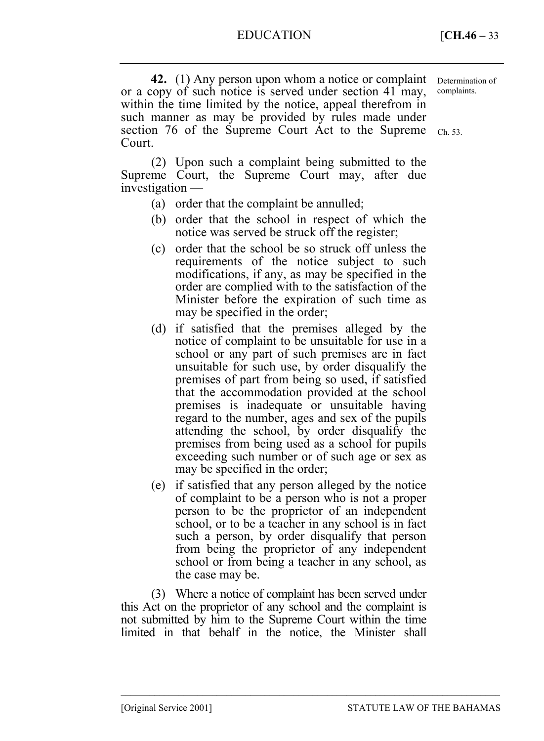**42.** (1) Any person upon whom a notice or complaint or a copy of such notice is served under section 41 may, within the time limited by the notice, appeal therefrom in such manner as may be provided by rules made under section 76 of the Supreme Court Act to the Supreme Court.

Determination of complaints.

Ch. 53.

(2) Upon such a complaint being submitted to the Supreme Court, the Supreme Court may, after due investigation —

(a) order that the complaint be annulled;

(b) order that the school in respect of which the notice was served be struck off the register;

(c) order that the school be so struck off unless the requirements of the notice subject to such modifications, if any, as may be specified in the order are complied with to the satisfaction of the Minister before the expiration of such time as may be specified in the order;

(d) if satisfied that the premises alleged by the notice of complaint to be unsuitable for use in a school or any part of such premises are in fact unsuitable for such use, by order disqualify the premises of part from being so used, if satisfied that the accommodation provided at the school premises is inadequate or unsuitable having regard to the number, ages and sex of the pupils attending the school, by order disqualify the premises from being used as a school for pupils exceeding such number or of such age or sex as may be specified in the order;

(e) if satisfied that any person alleged by the notice of complaint to be a person who is not a proper person to be the proprietor of an independent school, or to be a teacher in any school is in fact such a person, by order disqualify that person from being the proprietor of any independent school or from being a teacher in any school, as the case may be.

(3) Where a notice of complaint has been served under this Act on the proprietor of any school and the complaint is not submitted by him to the Supreme Court within the time limited in that behalf in the notice, the Minister shall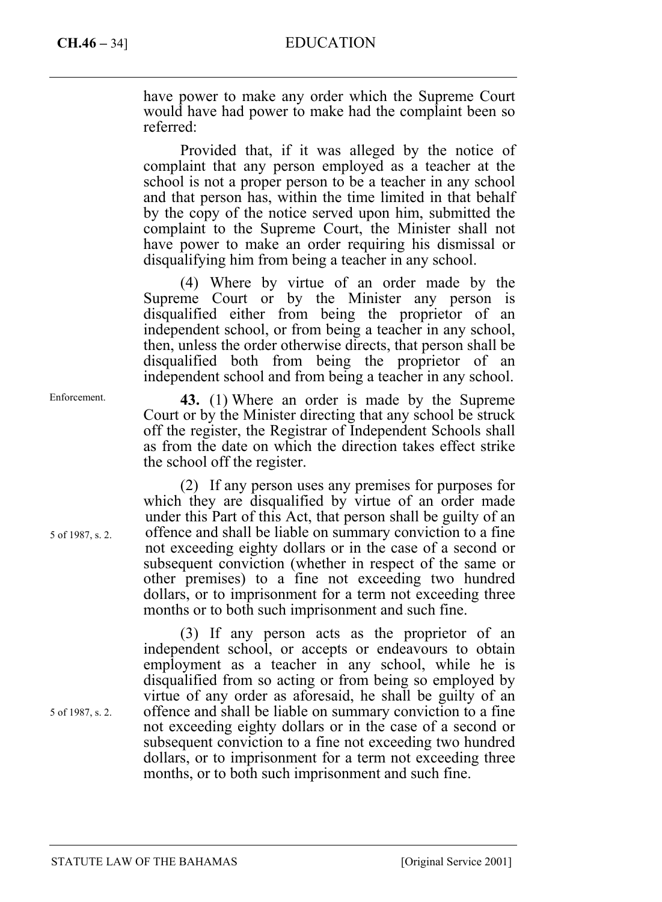have power to make any order which the Supreme Court would have had power to make had the complaint been so referred:

Provided that, if it was alleged by the notice of complaint that any person employed as a teacher at the school is not a proper person to be a teacher in any school and that person has, within the time limited in that behalf by the copy of the notice served upon him, submitted the complaint to the Supreme Court, the Minister shall not have power to make an order requiring his dismissal or disqualifying him from being a teacher in any school.

(4) Where by virtue of an order made by the Supreme Court or by the Minister any person is disqualified either from being the proprietor of an independent school, or from being a teacher in any school, then, unless the order otherwise directs, that person shall be disqualified both from being the proprietor of an independent school and from being a teacher in any school.

Enforcement.

**43.** (1) Where an order is made by the Supreme Court or by the Minister directing that any school be struck off the register, the Registrar of Independent Schools shall as from the date on which the direction takes effect strike the school off the register.

(2) If any person uses any premises for purposes for which they are disqualified by virtue of an order made under this Part of this Act, that person shall be guilty of an offence and shall be liable on summary conviction to a fine not exceeding eighty dollars or in the case of a second or subsequent conviction (whether in respect of the same or other premises) to a fine not exceeding two hundred dollars, or to imprisonment for a term not exceeding three months or to both such imprisonment and such fine.

5 of 1987, s. 2.

(3) If any person acts as the proprietor of an independent school, or accepts or endeavours to obtain employment as a teacher in any school, while he is disqualified from so acting or from being so employed by virtue of any order as aforesaid, he shall be guilty of an offence and shall be liable on summary conviction to a fine not exceeding eighty dollars or in the case of a second or subsequent conviction to a fine not exceeding two hundred dollars, or to imprisonment for a term not exceeding three months, or to both such imprisonment and such fine.

5 of 1987, s. 2.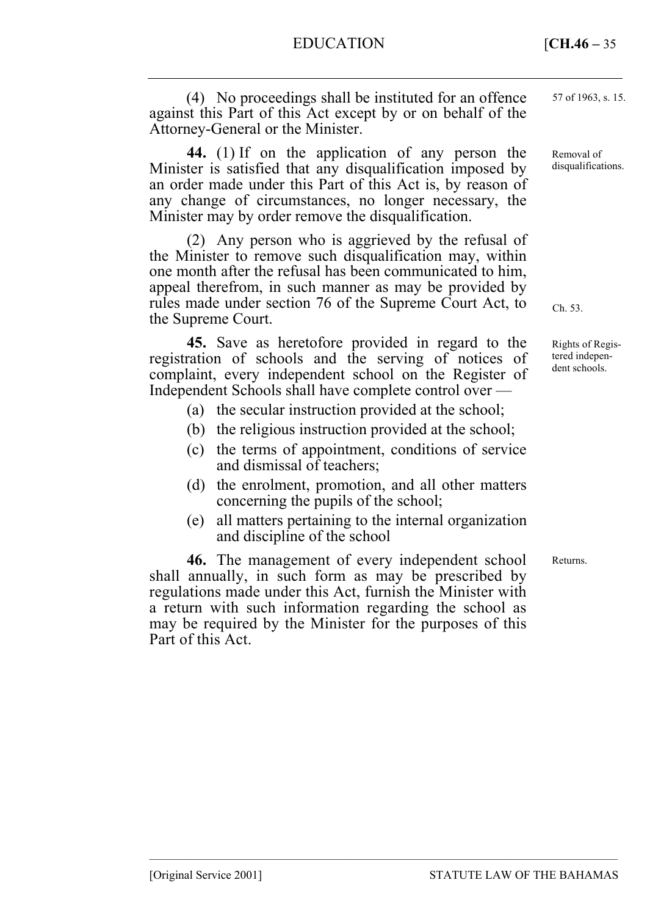(4) No proceedings shall be instituted for an offence against this Part of this Act except by or on behalf of the Attorney-General or the Minister.

57 of 1963, s. 15.

Removal of disqualifications.

**44.** (1) If on the application of any person the Minister is satisfied that any disqualification imposed by an order made under this Part of this Act is, by reason of any change of circumstances, no longer necessary, the Minister may by order remove the disqualification.

(2) Any person who is aggrieved by the refusal of the Minister to remove such disqualification may, within one month after the refusal has been communicated to him, appeal therefrom, in such manner as may be provided by rules made under section 76 of the Supreme Court Act, to the Supreme Court.

Ch. 53.

Rights of Registered independent schools.

**45.** Save as heretofore provided in regard to the registration of schools and the serving of notices of complaint, every independent school on the Register of Independent Schools shall have complete control over —

(a) the secular instruction provided at the school;

(b) the religious instruction provided at the school;

(c) the terms of appointment, conditions of service and dismissal of teachers;

(d) the enrolment, promotion, and all other matters concerning the pupils of the school;

(e) all matters pertaining to the internal organization and discipline of the school

Returns.

**46.** The management of every independent school shall annually, in such form as may be prescribed by regulations made under this Act, furnish the Minister with a return with such information regarding the school as may be required by the Minister for the purposes of this Part of this Act.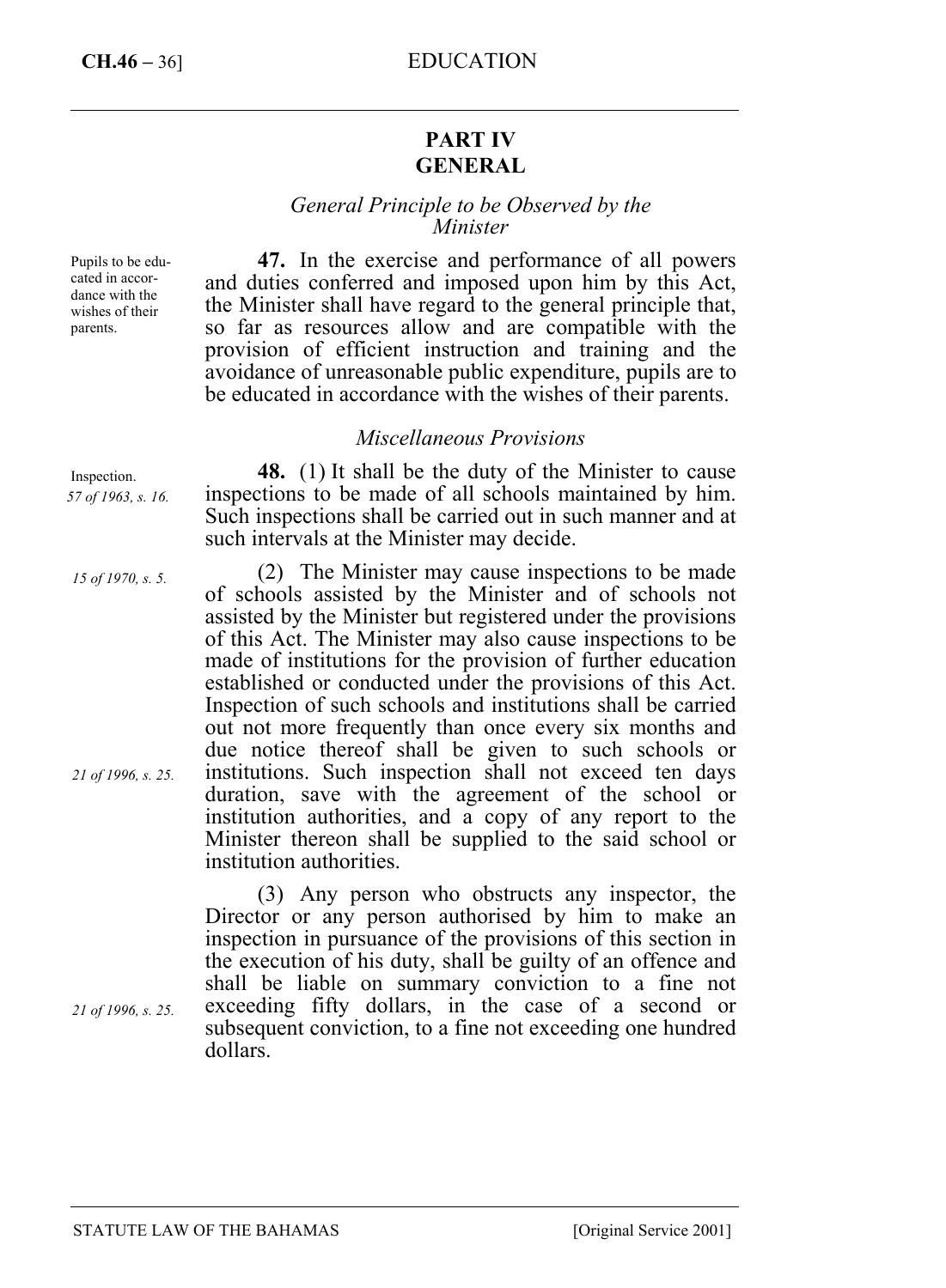## PART IV
## GENERAL

### *General Principle to be Observed by the Minister*

Pupils to be educated in accordance with the wishes of their parents.

**47.** In the exercise and performance of all powers and duties conferred and imposed upon him by this Act, the Minister shall have regard to the general principle that, so far as resources allow and are compatible with the provision of efficient instruction and training and the avoidance of unreasonable public expenditure, pupils are to be educated in accordance with the wishes of their parents.

### *Miscellaneous Provisions*

Inspection.
*57 of 1963, s. 16.*

**48.** (1) It shall be the duty of the Minister to cause inspections to be made of all schools maintained by him. Such inspections shall be carried out in such manner and at such intervals at the Minister may decide.

*15 of 1970, s. 5.*

(2) The Minister may cause inspections to be made of schools assisted by the Minister and of schools not assisted by the Minister but registered under the provisions of this Act. The Minister may also cause inspections to be made of institutions for the provision of further education established or conducted under the provisions of this Act. Inspection of such schools and institutions shall be carried out not more frequently than once every six months and due notice thereof shall be given to such schools or institutions. Such inspection shall not exceed ten days duration, save with the agreement of the school or institution authorities, and a copy of any report to the Minister thereon shall be supplied to the said school or institution authorities.

*21 of 1996, s. 25.*

(3) Any person who obstructs any inspector, the Director or any person authorised by him to make an inspection in pursuance of the provisions of this section in the execution of his duty, shall be guilty of an offence and shall be liable on summary conviction to a fine not exceeding fifty dollars, in the case of a second or subsequent conviction, to a fine not exceeding one hundred dollars.

*21 of 1996, s. 25.*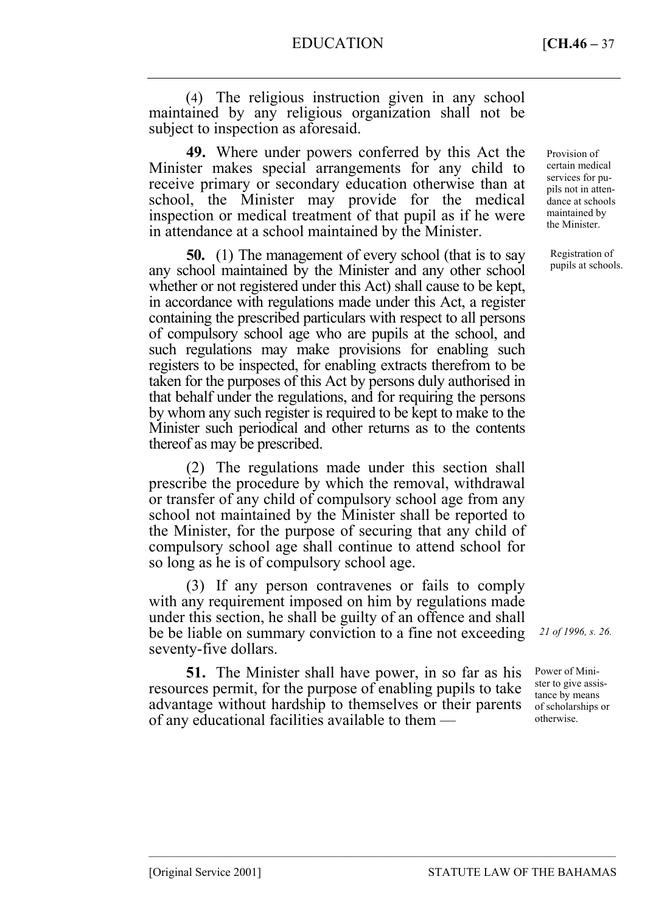(4) The religious instruction given in any school maintained by any religious organization shall not be subject to inspection as aforesaid.

Provision of certain medical services for pupils not in attendance at schools maintained by the Minister.

**49.** Where under powers conferred by this Act the Minister makes special arrangements for any child to receive primary or secondary education otherwise than at school, the Minister may provide for the medical inspection or medical treatment of that pupil as if he were in attendance at a school maintained by the Minister.

Registration of pupils at schools.

**50.** (1) The management of every school (that is to say any school maintained by the Minister and any other school whether or not registered under this Act) shall cause to be kept, in accordance with regulations made under this Act, a register containing the prescribed particulars with respect to all persons of compulsory school age who are pupils at the school, and such regulations may make provisions for enabling such registers to be inspected, for enabling extracts therefrom to be taken for the purposes of this Act by persons duly authorised in that behalf under the regulations, and for requiring the persons by whom any such register is required to be kept to make to the Minister such periodical and other returns as to the contents thereof as may be prescribed.

(2) The regulations made under this section shall prescribe the procedure by which the removal, withdrawal or transfer of any child of compulsory school age from any school not maintained by the Minister shall be reported to the Minister, for the purpose of securing that any child of compulsory school age shall continue to attend school for so long as he is of compulsory school age.

(3) If any person contravenes or fails to comply with any requirement imposed on him by regulations made under this section, he shall be guilty of an offence and shall be be liable on summary conviction to a fine not exceeding seventy-five dollars.

*21 of 1996, s. 26.*

Power of Minister to give assistance by means of scholarships or otherwise.

**51.** The Minister shall have power, in so far as his resources permit, for the purpose of enabling pupils to take advantage without hardship to themselves or their parents of any educational facilities available to them —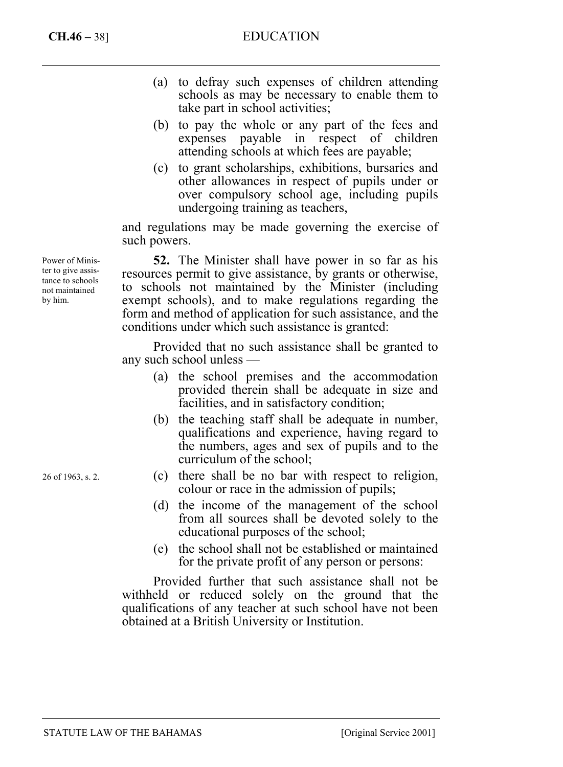(a) to defray such expenses of children attending schools as may be necessary to enable them to take part in school activities;

(b) to pay the whole or any part of the fees and expenses payable in respect of children attending schools at which fees are payable;

(c) to grant scholarships, exhibitions, bursaries and other allowances in respect of pupils under or over compulsory school age, including pupils undergoing training as teachers,

and regulations may be made governing the exercise of such powers.

Power of Minister to give assistance to schools not maintained by him.

**52.** The Minister shall have power in so far as his resources permit to give assistance, by grants or otherwise, to schools not maintained by the Minister (including exempt schools), and to make regulations regarding the form and method of application for such assistance, and the conditions under which such assistance is granted:

Provided that no such assistance shall be granted to any such school unless —

(a) the school premises and the accommodation provided therein shall be adequate in size and facilities, and in satisfactory condition;

(b) the teaching staff shall be adequate in number, qualifications and experience, having regard to the numbers, ages and sex of pupils and to the curriculum of the school;

26 of 1963, s. 2.

(c) there shall be no bar with respect to religion, colour or race in the admission of pupils;

(d) the income of the management of the school from all sources shall be devoted solely to the educational purposes of the school;

(e) the school shall not be established or maintained for the private profit of any person or persons:

Provided further that such assistance shall not be withheld or reduced solely on the ground that the qualifications of any teacher at such school have not been obtained at a British University or Institution.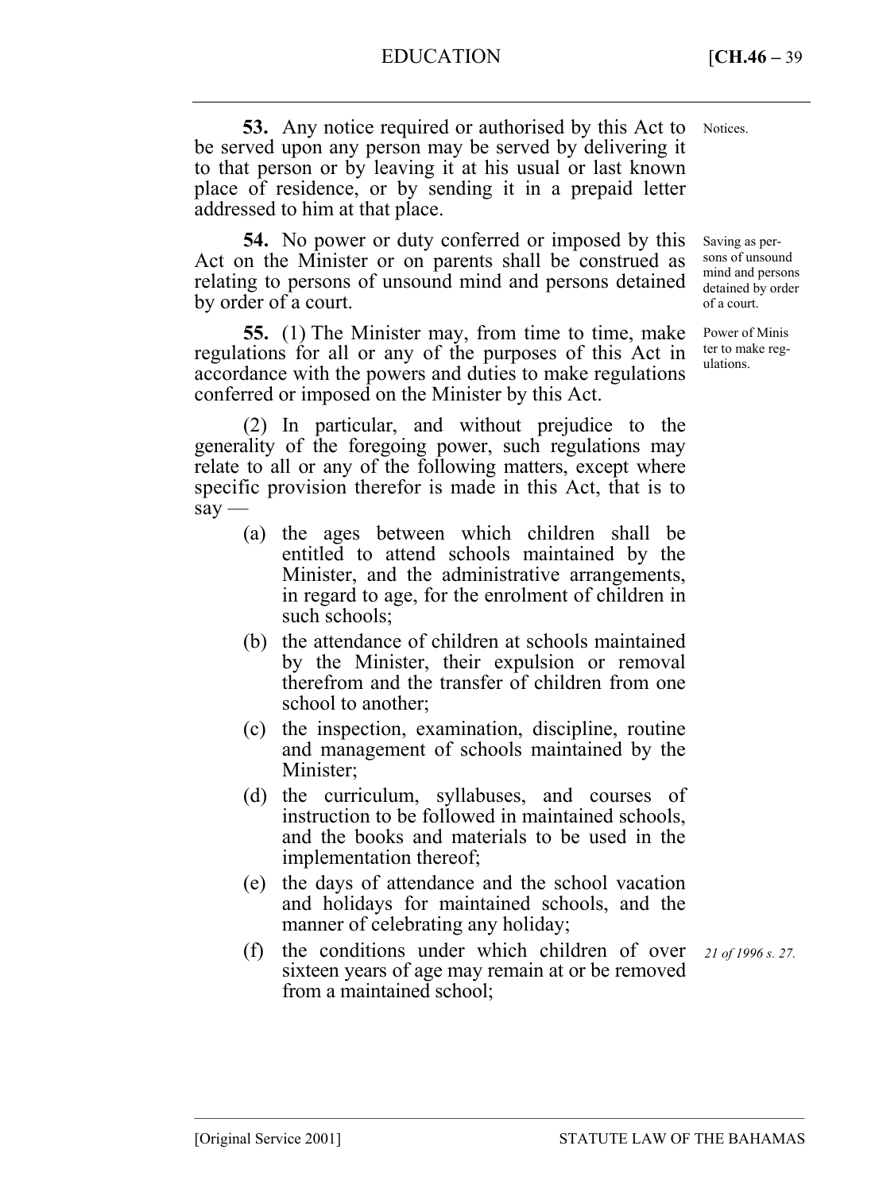**53.** Any notice required or authorised by this Act to be served upon any person may be served by delivering it to that person or by leaving it at his usual or last known place of residence, or by sending it in a prepaid letter addressed to him at that place.

Notices.

**54.** No power or duty conferred or imposed by this Act on the Minister or on parents shall be construed as relating to persons of unsound mind and persons detained by order of a court.

Saving as persons of unsound mind and persons detained by order of a court.

**55.** (1) The Minister may, from time to time, make regulations for all or any of the purposes of this Act in accordance with the powers and duties to make regulations conferred or imposed on the Minister by this Act.

Power of Minister to make regulations.

(2) In particular, and without prejudice to the generality of the foregoing power, such regulations may relate to all or any of the following matters, except where specific provision therefor is made in this Act, that is to say —

- (a) the ages between which children shall be entitled to attend schools maintained by the Minister, and the administrative arrangements, in regard to age, for the enrolment of children in such schools;
- (b) the attendance of children at schools maintained by the Minister, their expulsion or removal therefrom and the transfer of children from one school to another;
- (c) the inspection, examination, discipline, routine and management of schools maintained by the Minister;
- (d) the curriculum, syllabuses, and courses of instruction to be followed in maintained schools, and the books and materials to be used in the implementation thereof;
- (e) the days of attendance and the school vacation and holidays for maintained schools, and the manner of celebrating any holiday;
- (f) the conditions under which children of over sixteen years of age may remain at or be removed from a maintained school;

*21 of 1996 s. 27.*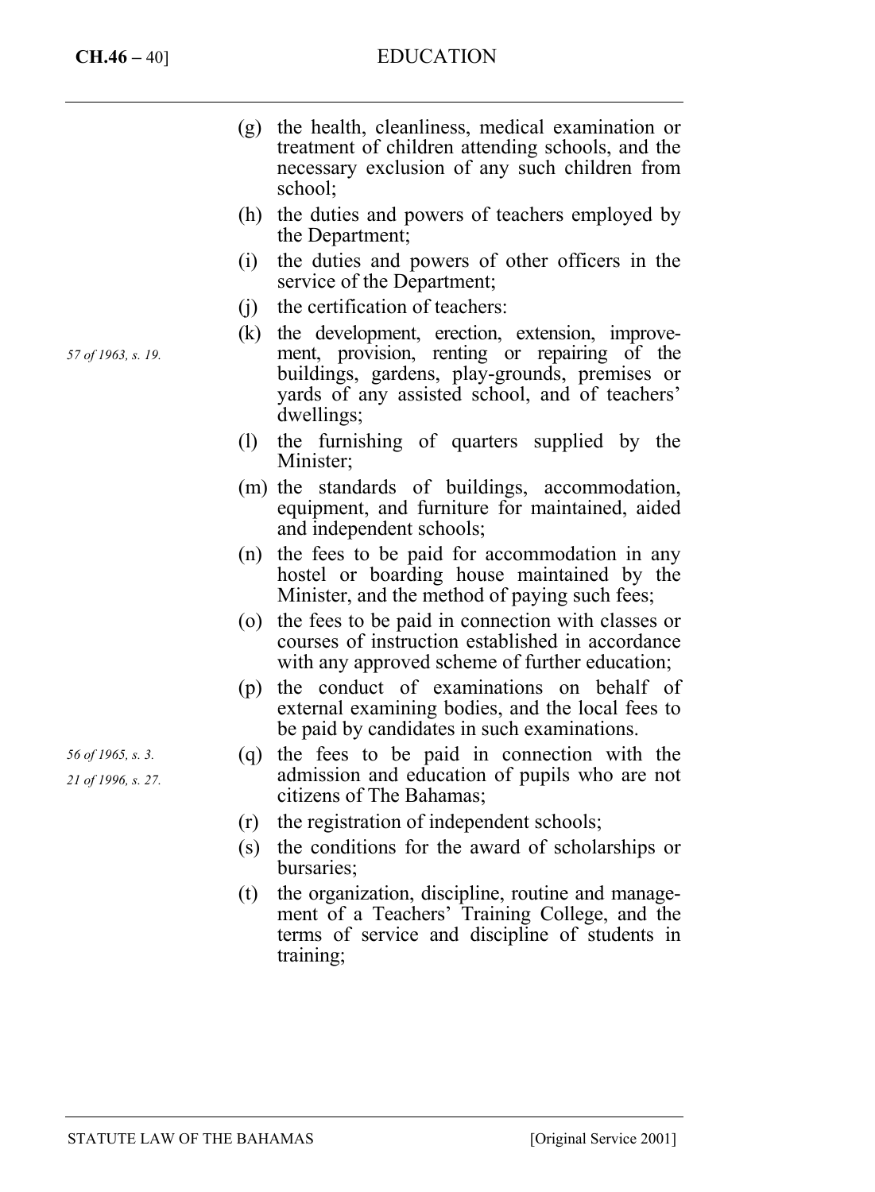(g) the health, cleanliness, medical examination or treatment of children attending schools, and the necessary exclusion of any such children from school;

(h) the duties and powers of teachers employed by the Department;

(i) the duties and powers of other officers in the service of the Department;

(j) the certification of teachers:

*57 of 1963, s. 19.*

(k) the development, erection, extension, improvement, provision, renting or repairing of the buildings, gardens, play-grounds, premises or yards of any assisted school, and of teachers' dwellings;

(l) the furnishing of quarters supplied by the Minister;

(m) the standards of buildings, accommodation, equipment, and furniture for maintained, aided and independent schools;

(n) the fees to be paid for accommodation in any hostel or boarding house maintained by the Minister, and the method of paying such fees;

(o) the fees to be paid in connection with classes or courses of instruction established in accordance with any approved scheme of further education;

(p) the conduct of examinations on behalf of external examining bodies, and the local fees to be paid by candidates in such examinations.

*56 of 1965, s. 3.*
*21 of 1996, s. 27.*

(q) the fees to be paid in connection with the admission and education of pupils who are not citizens of The Bahamas;

(r) the registration of independent schools;

(s) the conditions for the award of scholarships or bursaries;

(t) the organization, discipline, routine and management of a Teachers' Training College, and the terms of service and discipline of students in training;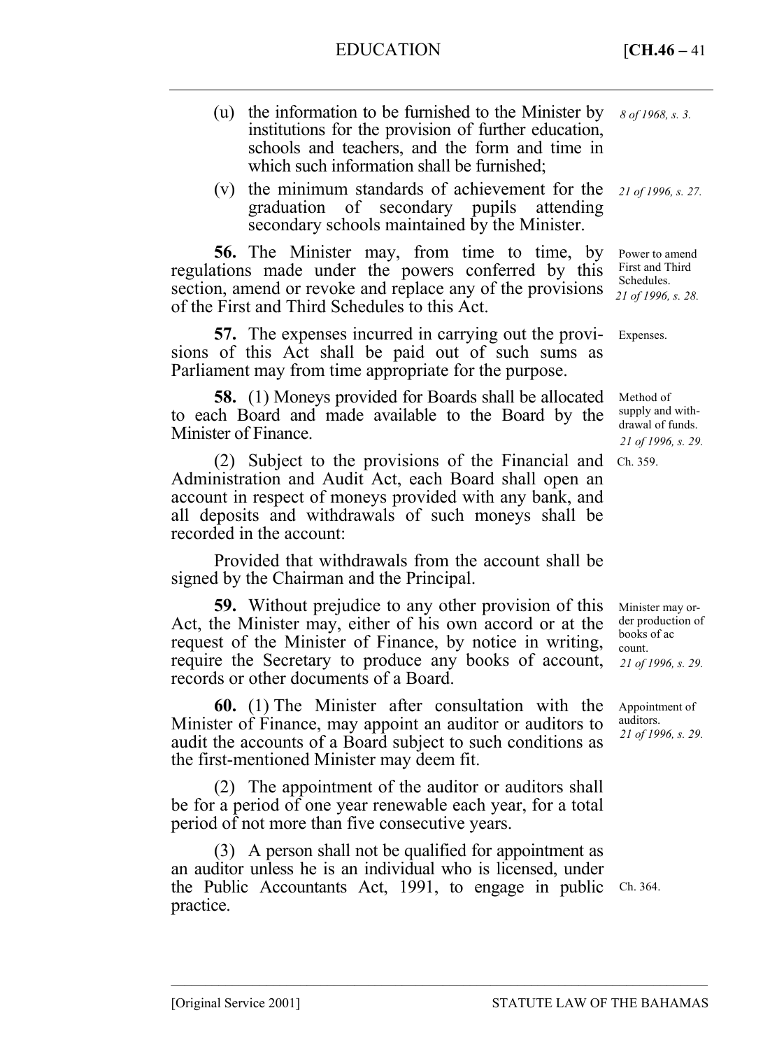(u) the information to be furnished to the Minister by institutions for the provision of further education, schools and teachers, and the form and time in which such information shall be furnished; *8 of 1968, s. 3.*

(v) the minimum standards of achievement for the graduation of secondary pupils attending secondary schools maintained by the Minister. *21 of 1996, s. 27.*

**56.** The Minister may, from time to time, by regulations made under the powers conferred by this section, amend or revoke and replace any of the provisions of the First and Third Schedules to this Act.

Power to amend First and Third Schedules. *21 of 1996, s. 28.*

**57.** The expenses incurred in carrying out the provisions of this Act shall be paid out of such sums as Parliament may from time appropriate for the purpose.

Expenses.

**58.** (1) Moneys provided for Boards shall be allocated to each Board and made available to the Board by the Minister of Finance.

Method of supply and withdrawal of funds. *21 of 1996, s. 29.*

(2) Subject to the provisions of the Financial and Administration and Audit Act, each Board shall open an account in respect of moneys provided with any bank, and all deposits and withdrawals of such moneys shall be recorded in the account:

Ch. 359.

Provided that withdrawals from the account shall be signed by the Chairman and the Principal.

**59.** Without prejudice to any other provision of this Act, the Minister may, either of his own accord or at the request of the Minister of Finance, by notice in writing, require the Secretary to produce any books of account, records or other documents of a Board.

Minister may order production of books of account. *21 of 1996, s. 29.*

**60.** (1) The Minister after consultation with the Minister of Finance, may appoint an auditor or auditors to audit the accounts of a Board subject to such conditions as the first-mentioned Minister may deem fit.

Appointment of auditors. *21 of 1996, s. 29.*

(2) The appointment of the auditor or auditors shall be for a period of one year renewable each year, for a total period of not more than five consecutive years.

(3) A person shall not be qualified for appointment as an auditor unless he is an individual who is licensed, under the Public Accountants Act, 1991, to engage in public practice.

Ch. 364.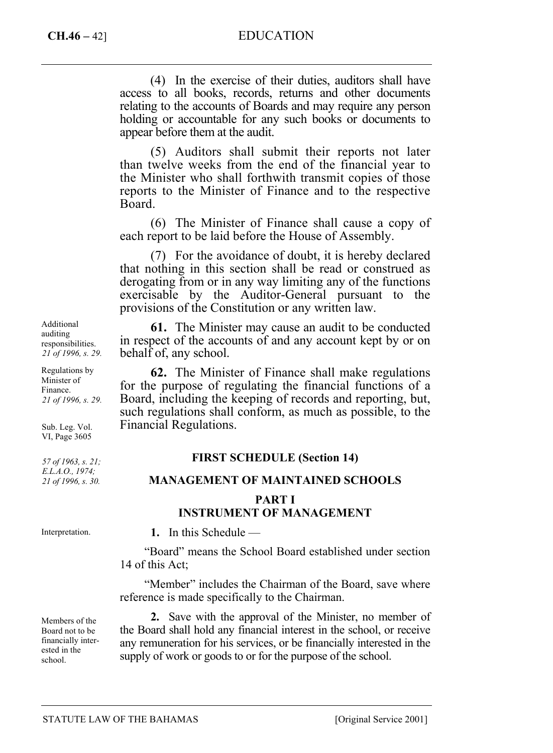(4) In the exercise of their duties, auditors shall have access to all books, records, returns and other documents relating to the accounts of Boards and may require any person holding or accountable for any such books or documents to appear before them at the audit.

(5) Auditors shall submit their reports not later than twelve weeks from the end of the financial year to the Minister who shall forthwith transmit copies of those reports to the Minister of Finance and to the respective Board.

(6) The Minister of Finance shall cause a copy of each report to be laid before the House of Assembly.

(7) For the avoidance of doubt, it is hereby declared that nothing in this section shall be read or construed as derogating from or in any way limiting any of the functions exercisable by the Auditor-General pursuant to the provisions of the Constitution or any written law.

Additional auditing responsibilities. *21 of 1996, s. 29.*

**61.** The Minister may cause an audit to be conducted in respect of the accounts of and any account kept by or on behalf of, any school.

Regulations by Minister of Finance. *21 of 1996, s. 29.*

Sub. Leg. Vol. VI, Page 3605

**62.** The Minister of Finance shall make regulations for the purpose of regulating the financial functions of a Board, including the keeping of records and reporting, but, such regulations shall conform, as much as possible, to the Financial Regulations.

*57 of 1963, s. 21; E.L.A.O., 1974; 21 of 1996, s. 30.*

## FIRST SCHEDULE (Section 14)

## MANAGEMENT OF MAINTAINED SCHOOLS

### PART I
### INSTRUMENT OF MANAGEMENT

Interpretation.

**1.** In this Schedule —

"Board" means the School Board established under section 14 of this Act;

"Member" includes the Chairman of the Board, save where reference is made specifically to the Chairman.

Members of the Board not to be financially interested in the school.

**2.** Save with the approval of the Minister, no member of the Board shall hold any financial interest in the school, or receive any remuneration for his services, or be financially interested in the supply of work or goods to or for the purpose of the school.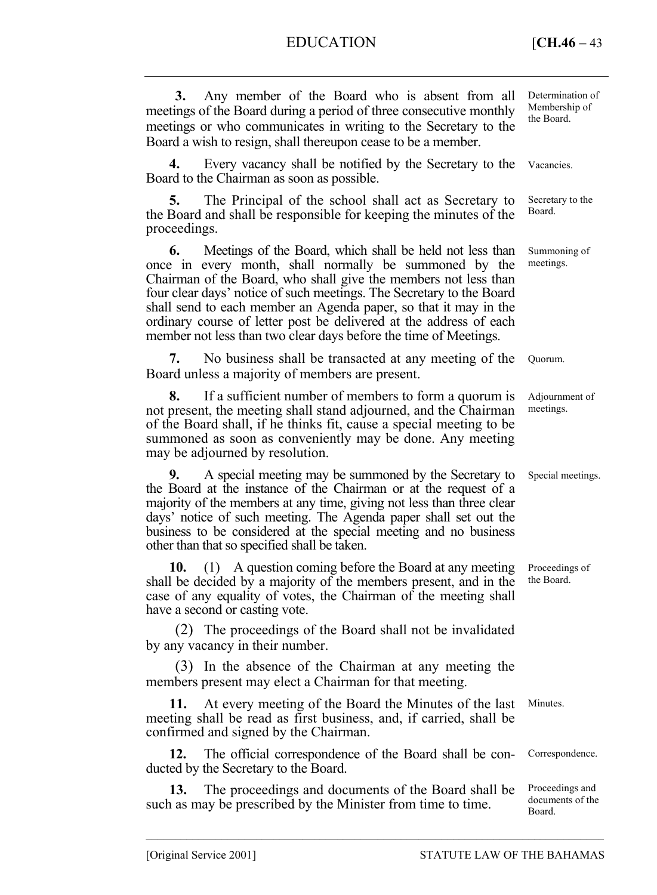**3.** Any member of the Board who is absent from all meetings of the Board during a period of three consecutive monthly meetings or who communicates in writing to the Secretary to the Board a wish to resign, shall thereupon cease to be a member.

*Determination of Membership of the Board.*

**4.** Every vacancy shall be notified by the Secretary to the Board to the Chairman as soon as possible.

*Vacancies.*

**5.** The Principal of the school shall act as Secretary to the Board and shall be responsible for keeping the minutes of the proceedings.

*Secretary to the Board.*

**6.** Meetings of the Board, which shall be held not less than once in every month, shall normally be summoned by the Chairman of the Board, who shall give the members not less than four clear days' notice of such meetings. The Secretary to the Board shall send to each member an Agenda paper, so that it may in the ordinary course of letter post be delivered at the address of each member not less than two clear days before the time of Meetings.

*Summoning of meetings.*

**7.** No business shall be transacted at any meeting of the Board unless a majority of members are present.

*Quorum.*

**8.** If a sufficient number of members to form a quorum is not present, the meeting shall stand adjourned, and the Chairman of the Board shall, if he thinks fit, cause a special meeting to be summoned as soon as conveniently may be done. Any meeting may be adjourned by resolution.

*Adjournment of meetings.*

**9.** A special meeting may be summoned by the Secretary to the Board at the instance of the Chairman or at the request of a majority of the members at any time, giving not less than three clear days' notice of such meeting. The Agenda paper shall set out the business to be considered at the special meeting and no business other than that so specified shall be taken.

*Special meetings.*

**10.** (1) A question coming before the Board at any meeting shall be decided by a majority of the members present, and in the case of any equality of votes, the Chairman of the meeting shall have a second or casting vote.

*Proceedings of the Board.*

(2) The proceedings of the Board shall not be invalidated by any vacancy in their number.

(3) In the absence of the Chairman at any meeting the members present may elect a Chairman for that meeting.

**11.** At every meeting of the Board the Minutes of the last meeting shall be read as first business, and, if carried, shall be confirmed and signed by the Chairman.

*Minutes.*

**12.** The official correspondence of the Board shall be conducted by the Secretary to the Board.

*Correspondence.*

**13.** The proceedings and documents of the Board shall be such as may be prescribed by the Minister from time to time.

*Proceedings and documents of the Board.*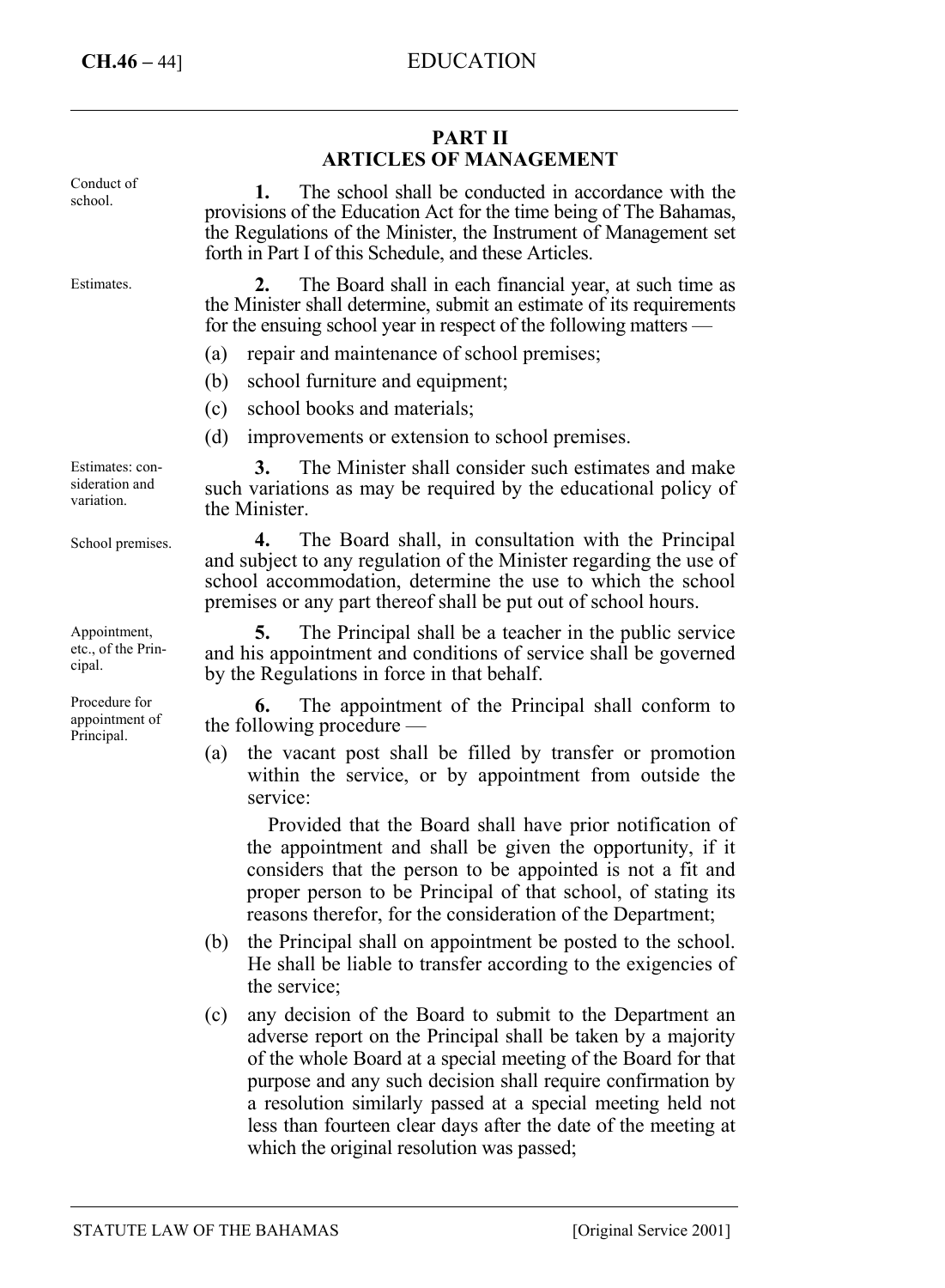## PART II
## ARTICLES OF MANAGEMENT

Conduct of school.

**1.** The school shall be conducted in accordance with the provisions of the Education Act for the time being of The Bahamas, the Regulations of the Minister, the Instrument of Management set forth in Part I of this Schedule, and these Articles.

Estimates.

**2.** The Board shall in each financial year, at such time as the Minister shall determine, submit an estimate of its requirements for the ensuing school year in respect of the following matters —

(a) repair and maintenance of school premises;

(b) school furniture and equipment;

(c) school books and materials;

(d) improvements or extension to school premises.

Estimates: consideration and variation.

**3.** The Minister shall consider such estimates and make such variations as may be required by the educational policy of the Minister.

School premises.

**4.** The Board shall, in consultation with the Principal and subject to any regulation of the Minister regarding the use of school accommodation, determine the use to which the school premises or any part thereof shall be put out of school hours.

Appointment, etc., of the Principal.

**5.** The Principal shall be a teacher in the public service and his appointment and conditions of service shall be governed by the Regulations in force in that behalf.

Procedure for appointment of Principal.

**6.** The appointment of the Principal shall conform to the following procedure —

(a) the vacant post shall be filled by transfer or promotion within the service, or by appointment from outside the service:

Provided that the Board shall have prior notification of the appointment and shall be given the opportunity, if it considers that the person to be appointed is not a fit and proper person to be Principal of that school, of stating its reasons therefor, for the consideration of the Department;

(b) the Principal shall on appointment be posted to the school. He shall be liable to transfer according to the exigencies of the service;

(c) any decision of the Board to submit to the Department an adverse report on the Principal shall be taken by a majority of the whole Board at a special meeting of the Board for that purpose and any such decision shall require confirmation by a resolution similarly passed at a special meeting held not less than fourteen clear days after the date of the meeting at which the original resolution was passed;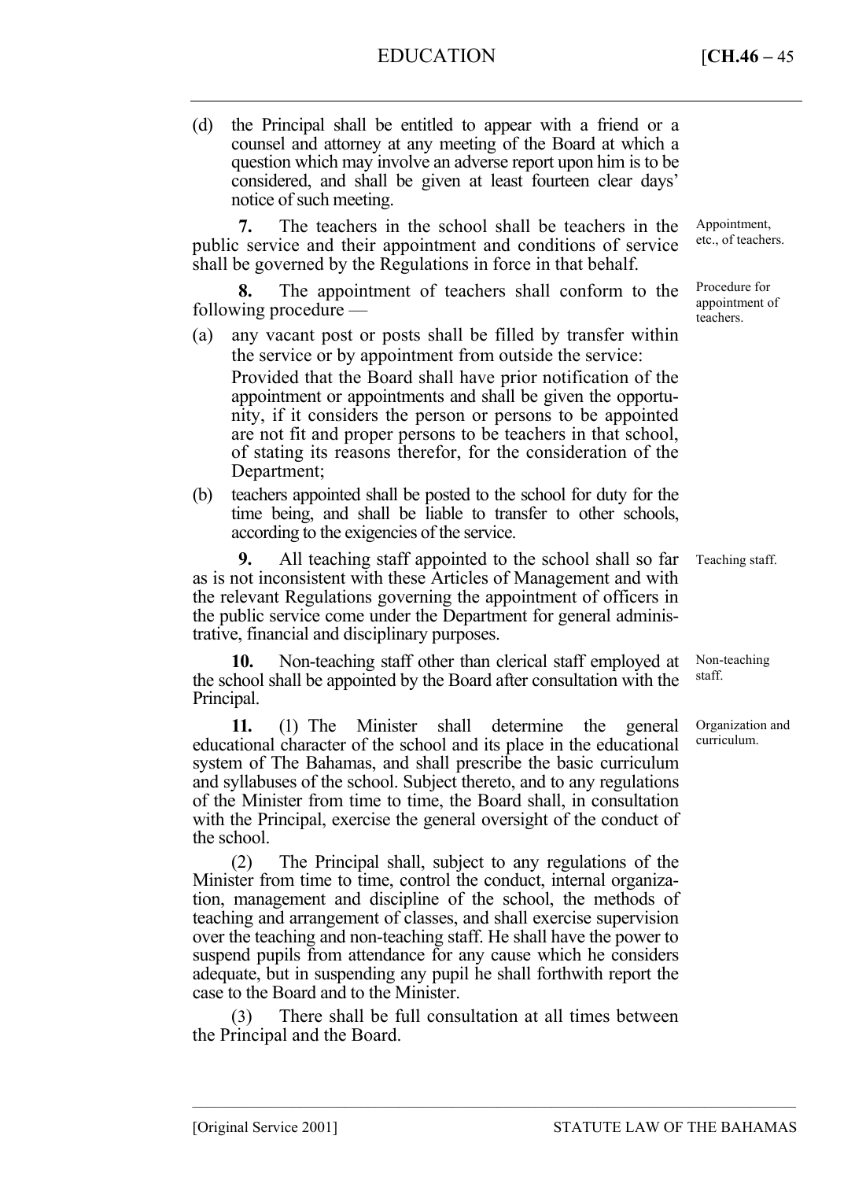(d) the Principal shall be entitled to appear with a friend or a counsel and attorney at any meeting of the Board at which a question which may involve an adverse report upon him is to be considered, and shall be given at least fourteen clear days' notice of such meeting.

*Appointment, etc., of teachers.*

**7.** The teachers in the school shall be teachers in the public service and their appointment and conditions of service shall be governed by the Regulations in force in that behalf.

*Procedure for appointment of teachers.*

**8.** The appointment of teachers shall conform to the following procedure —

(a) any vacant post or posts shall be filled by transfer within the service or by appointment from outside the service:

Provided that the Board shall have prior notification of the appointment or appointments and shall be given the opportunity, if it considers the person or persons to be appointed are not fit and proper persons to be teachers in that school, of stating its reasons therefor, for the consideration of the Department;

(b) teachers appointed shall be posted to the school for duty for the time being, and shall be liable to transfer to other schools, according to the exigencies of the service.

*Teaching staff.*

**9.** All teaching staff appointed to the school shall so far as is not inconsistent with these Articles of Management and with the relevant Regulations governing the appointment of officers in the public service come under the Department for general administrative, financial and disciplinary purposes.

*Non-teaching staff.*

**10.** Non-teaching staff other than clerical staff employed at the school shall be appointed by the Board after consultation with the Principal.

*Organization and curriculum.*

**11.** (1) The Minister shall determine the general educational character of the school and its place in the educational system of The Bahamas, and shall prescribe the basic curriculum and syllabuses of the school. Subject thereto, and to any regulations of the Minister from time to time, the Board shall, in consultation with the Principal, exercise the general oversight of the conduct of the school.

(2) The Principal shall, subject to any regulations of the Minister from time to time, control the conduct, internal organization, management and discipline of the school, the methods of teaching and arrangement of classes, and shall exercise supervision over the teaching and non-teaching staff. He shall have the power to suspend pupils from attendance for any cause which he considers adequate, but in suspending any pupil he shall forthwith report the case to the Board and to the Minister.

(3) There shall be full consultation at all times between the Principal and the Board.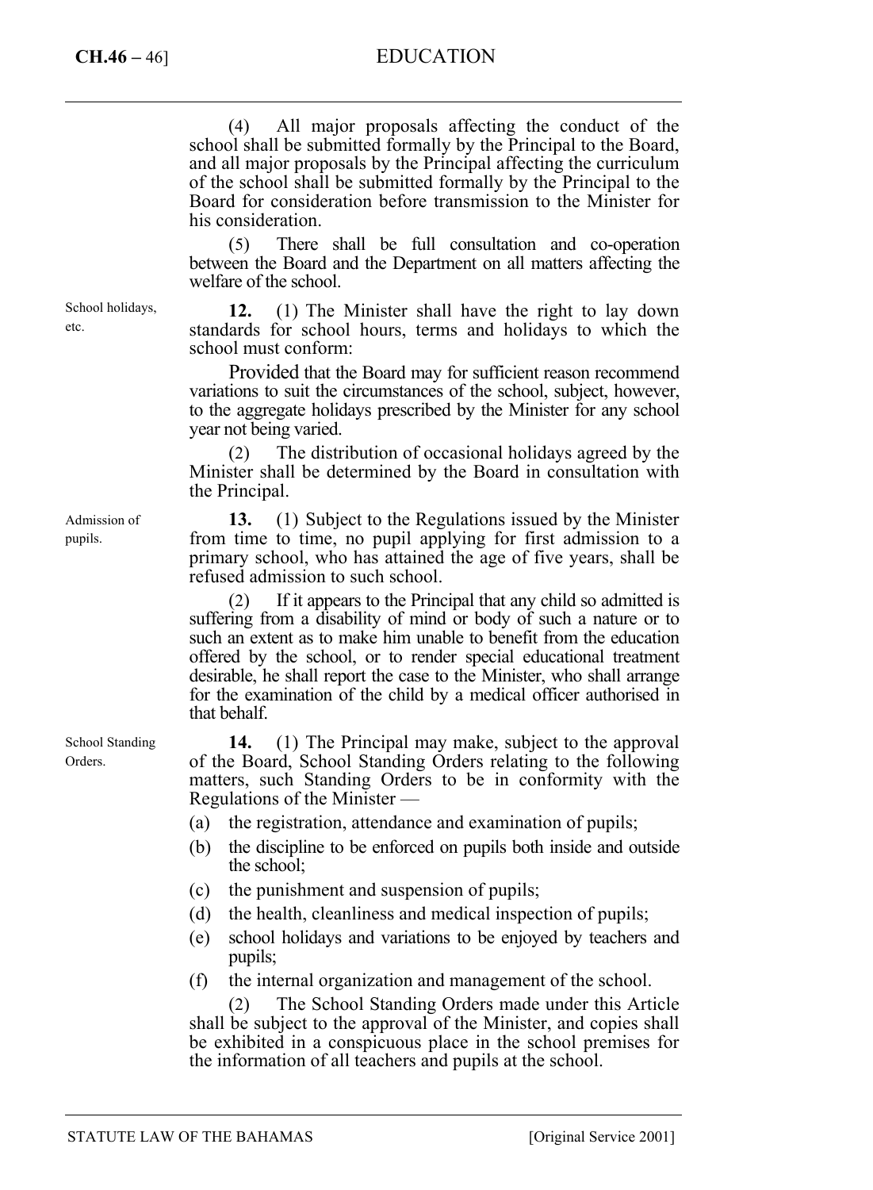(4) All major proposals affecting the conduct of the school shall be submitted formally by the Principal to the Board, and all major proposals by the Principal affecting the curriculum of the school shall be submitted formally by the Principal to the Board for consideration before transmission to the Minister for his consideration.

(5) There shall be full consultation and co-operation between the Board and the Department on all matters affecting the welfare of the school.

*School holidays, etc.*

**12.** (1) The Minister shall have the right to lay down standards for school hours, terms and holidays to which the school must conform:

Provided that the Board may for sufficient reason recommend variations to suit the circumstances of the school, subject, however, to the aggregate holidays prescribed by the Minister for any school year not being varied.

(2) The distribution of occasional holidays agreed by the Minister shall be determined by the Board in consultation with the Principal.

*Admission of pupils.*

**13.** (1) Subject to the Regulations issued by the Minister from time to time, no pupil applying for first admission to a primary school, who has attained the age of five years, shall be refused admission to such school.

(2) If it appears to the Principal that any child so admitted is suffering from a disability of mind or body of such a nature or to such an extent as to make him unable to benefit from the education offered by the school, or to render special educational treatment desirable, he shall report the case to the Minister, who shall arrange for the examination of the child by a medical officer authorised in that behalf.

*School Standing Orders.*

**14.** (1) The Principal may make, subject to the approval of the Board, School Standing Orders relating to the following matters, such Standing Orders to be in conformity with the Regulations of the Minister —

(a) the registration, attendance and examination of pupils;

(b) the discipline to be enforced on pupils both inside and outside the school;

(c) the punishment and suspension of pupils;

(d) the health, cleanliness and medical inspection of pupils;

(e) school holidays and variations to be enjoyed by teachers and pupils;

(f) the internal organization and management of the school.

(2) The School Standing Orders made under this Article shall be subject to the approval of the Minister, and copies shall be exhibited in a conspicuous place in the school premises for the information of all teachers and pupils at the school.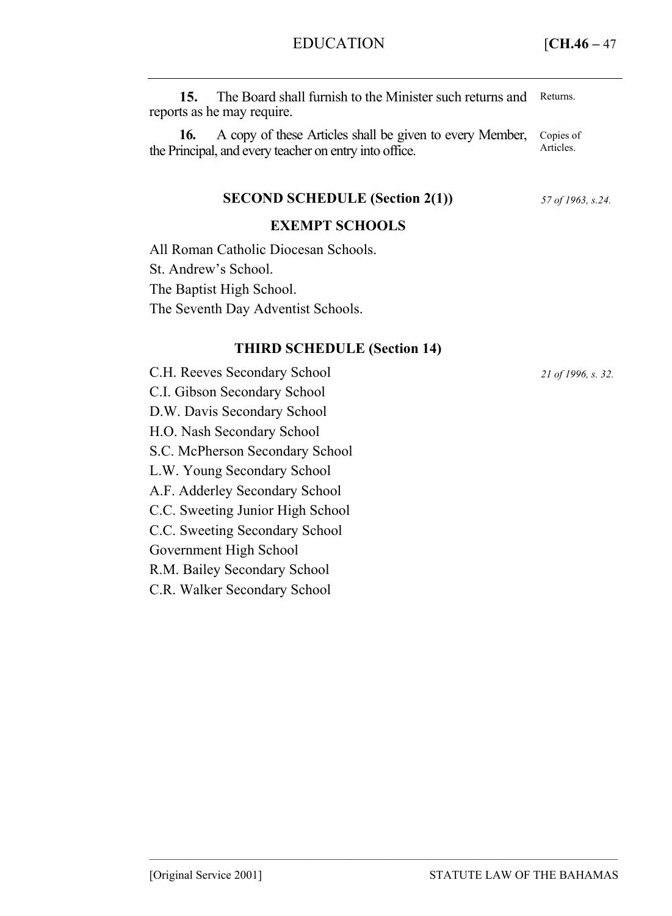**15.** The Board shall furnish to the Minister such returns and reports as he may require.

Returns.

**16.** A copy of these Articles shall be given to every Member, the Principal, and every teacher on entry into office.

Copies of Articles.

## SECOND SCHEDULE (Section 2(1))

*57 of 1963, s.24.*

## EXEMPT SCHOOLS

All Roman Catholic Diocesan Schools.
St. Andrew's School.
The Baptist High School.
The Seventh Day Adventist Schools.

## THIRD SCHEDULE (Section 14)

*21 of 1996, s. 32.*

C.H. Reeves Secondary School
C.I. Gibson Secondary School
D.W. Davis Secondary School
H.O. Nash Secondary School
S.C. McPherson Secondary School
L.W. Young Secondary School
A.F. Adderley Secondary School
C.C. Sweeting Junior High School
C.C. Sweeting Secondary School
Government High School
R.M. Bailey Secondary School
C.R. Walker Secondary School